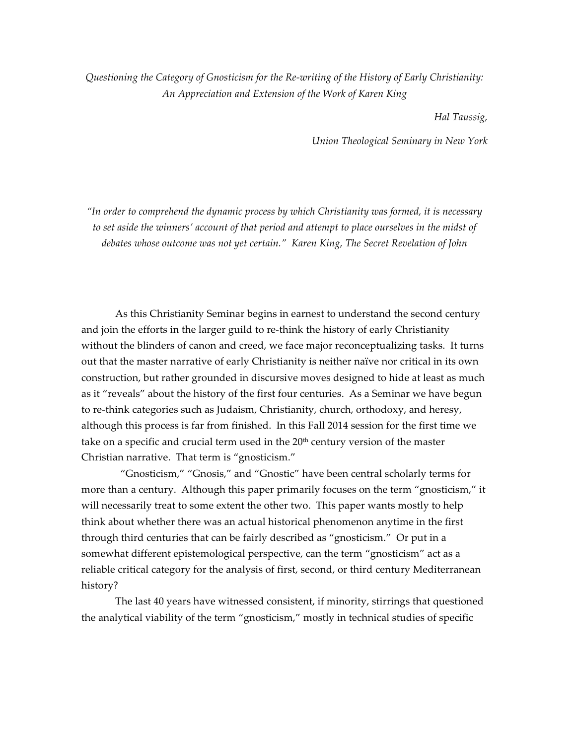*Questioning the Category of Gnosticism for the Re-writing of the History of Early Christianity: An Appreciation and Extension of the Work of Karen King*

*Hal Taussig,*

*Union Theological Seminary in New York*

*"In order to comprehend the dynamic process by which Christianity was formed, it is necessary to set aside the winners' account of that period and attempt to place ourselves in the midst of debates whose outcome was not yet certain." Karen King, The Secret Revelation of John*

As this Christianity Seminar begins in earnest to understand the second century and join the efforts in the larger guild to re-think the history of early Christianity without the blinders of canon and creed, we face major reconceptualizing tasks. It turns out that the master narrative of early Christianity is neither naïve nor critical in its own construction, but rather grounded in discursive moves designed to hide at least as much as it "reveals" about the history of the first four centuries. As a Seminar we have begun to re-think categories such as Judaism, Christianity, church, orthodoxy, and heresy, although this process is far from finished. In this Fall 2014 session for the first time we take on a specific and crucial term used in the 20th century version of the master Christian narrative. That term is "gnosticism."

"Gnosticism," "Gnosis," and "Gnostic" have been central scholarly terms for more than a century. Although this paper primarily focuses on the term "gnosticism," it will necessarily treat to some extent the other two. This paper wants mostly to help think about whether there was an actual historical phenomenon anytime in the first through third centuries that can be fairly described as "gnosticism." Or put in a somewhat different epistemological perspective, can the term "gnosticism" act as a reliable critical category for the analysis of first, second, or third century Mediterranean history?

The last 40 years have witnessed consistent, if minority, stirrings that questioned the analytical viability of the term "gnosticism," mostly in technical studies of specific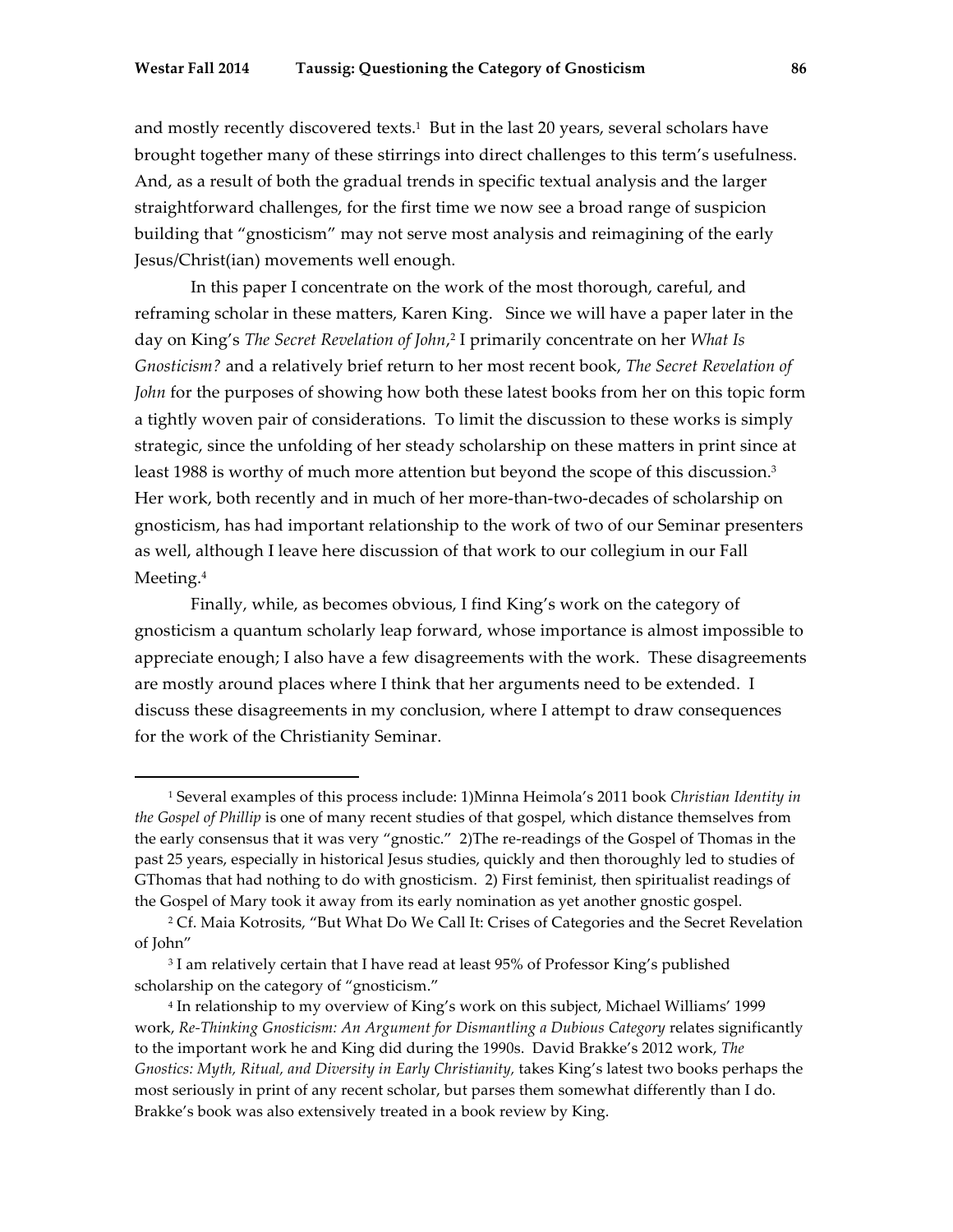and mostly recently discovered texts.[1] But in the last 20 years, several scholars have brought together many of these stirrings into direct challenges to this term's usefulness. And, as a result of both the gradual trends in specific textual analysis and the larger straightforward challenges, for the first time we now see a broad range of suspicion building that "gnosticism" may not serve most analysis and reimagining of the early Jesus/Christ(ian) movements well enough.

In this paper I concentrate on the work of the most thorough, careful, and reframing scholar in these matters, Karen King. Since we will have a paper later in the day on King's *The Secret Revelation of John*,[2] I primarily concentrate on her *What Is Gnosticism?* and a relatively brief return to her most recent book, *The Secret Revelation of John* for the purposes of showing how both these latest books from her on this topic form a tightly woven pair of considerations. To limit the discussion to these works is simply strategic, since the unfolding of her steady scholarship on these matters in print since at least 1988 is worthy of much more attention but beyond the scope of this discussion.[3] Her work, both recently and in much of her more-than-two-decades of scholarship on gnosticism, has had important relationship to the work of two of our Seminar presenters as well, although I leave here discussion of that work to our collegium in our Fall Meeting.[4]

Finally, while, as becomes obvious, I find King's work on the category of gnosticism a quantum scholarly leap forward, whose importance is almost impossible to appreciate enough; I also have a few disagreements with the work. These disagreements are mostly around places where I think that her arguments need to be extended. I discuss these disagreements in my conclusion, where I attempt to draw consequences for the work of the Christianity Seminar.

---

[1] Several examples of this process include: 1)Minna Heimola's 2011 book *Christian Identity in the Gospel of Phillip* is one of many recent studies of that gospel, which distance themselves from the early consensus that it was very "gnostic." 2)The re-readings of the Gospel of Thomas in the past 25 years, especially in historical Jesus studies, quickly and then thoroughly led to studies of GThomas that had nothing to do with gnosticism. 2) First feminist, then spiritualist readings of the Gospel of Mary took it away from its early nomination as yet another gnostic gospel.

[2] Cf. Maia Kotrosits, "But What Do We Call It: Crises of Categories and the Secret Revelation of John"

[3] I am relatively certain that I have read at least 95% of Professor King's published scholarship on the category of "gnosticism."

[4] In relationship to my overview of King's work on this subject, Michael Williams' 1999 work, *Re-Thinking Gnosticism: An Argument for Dismantling a Dubious Category* relates significantly to the important work he and King did during the 1990s. David Brakke's 2012 work, *The Gnostics: Myth, Ritual, and Diversity in Early Christianity,* takes King's latest two books perhaps the most seriously in print of any recent scholar, but parses them somewhat differently than I do. Brakke's book was also extensively treated in a book review by King.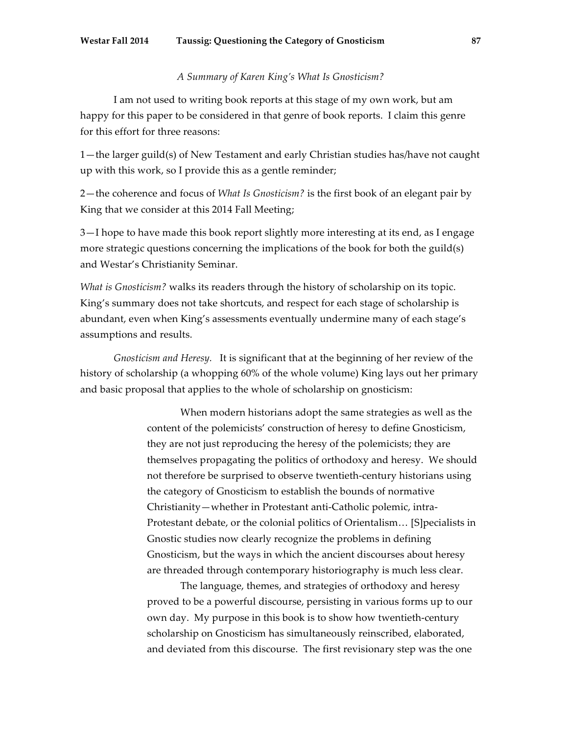*A Summary of Karen King's What Is Gnosticism?*

I am not used to writing book reports at this stage of my own work, but am happy for this paper to be considered in that genre of book reports. I claim this genre for this effort for three reasons:

1—the larger guild(s) of New Testament and early Christian studies has/have not caught up with this work, so I provide this as a gentle reminder;

2—the coherence and focus of *What Is Gnosticism?* is the first book of an elegant pair by King that we consider at this 2014 Fall Meeting;

3—I hope to have made this book report slightly more interesting at its end, as I engage more strategic questions concerning the implications of the book for both the guild(s) and Westar's Christianity Seminar.

*What is Gnosticism?* walks its readers through the history of scholarship on its topic. King's summary does not take shortcuts, and respect for each stage of scholarship is abundant, even when King's assessments eventually undermine many of each stage's assumptions and results.

*Gnosticism and Heresy.* It is significant that at the beginning of her review of the history of scholarship (a whopping 60% of the whole volume) King lays out her primary and basic proposal that applies to the whole of scholarship on gnosticism:

> When modern historians adopt the same strategies as well as the content of the polemicists' construction of heresy to define Gnosticism, they are not just reproducing the heresy of the polemicists; they are themselves propagating the politics of orthodoxy and heresy. We should not therefore be surprised to observe twentieth-century historians using the category of Gnosticism to establish the bounds of normative Christianity—whether in Protestant anti-Catholic polemic, intra-Protestant debate, or the colonial politics of Orientalism… [S]pecialists in Gnostic studies now clearly recognize the problems in defining Gnosticism, but the ways in which the ancient discourses about heresy are threaded through contemporary historiography is much less clear.
>
> The language, themes, and strategies of orthodoxy and heresy proved to be a powerful discourse, persisting in various forms up to our own day. My purpose in this book is to show how twentieth-century scholarship on Gnosticism has simultaneously reinscribed, elaborated, and deviated from this discourse. The first revisionary step was the one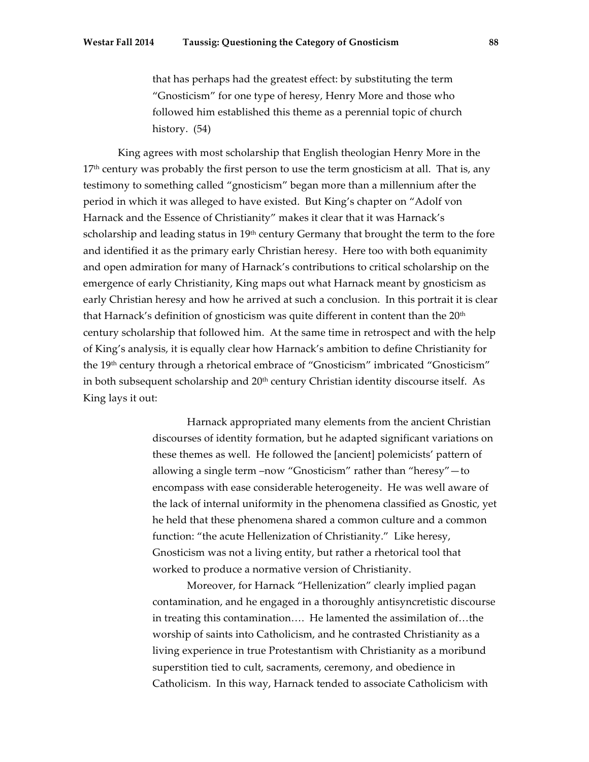> that has perhaps had the greatest effect: by substituting the term "Gnosticism" for one type of heresy, Henry More and those who followed him established this theme as a perennial topic of church history. (54)

King agrees with most scholarship that English theologian Henry More in the 17th century was probably the first person to use the term gnosticism at all. That is, any testimony to something called "gnosticism" began more than a millennium after the period in which it was alleged to have existed. But King's chapter on "Adolf von Harnack and the Essence of Christianity" makes it clear that it was Harnack's scholarship and leading status in 19th century Germany that brought the term to the fore and identified it as the primary early Christian heresy. Here too with both equanimity and open admiration for many of Harnack's contributions to critical scholarship on the emergence of early Christianity, King maps out what Harnack meant by gnosticism as early Christian heresy and how he arrived at such a conclusion. In this portrait it is clear that Harnack's definition of gnosticism was quite different in content than the 20th century scholarship that followed him. At the same time in retrospect and with the help of King's analysis, it is equally clear how Harnack's ambition to define Christianity for the 19th century through a rhetorical embrace of "Gnosticism" imbricated "Gnosticism" in both subsequent scholarship and 20th century Christian identity discourse itself. As King lays it out:

> Harnack appropriated many elements from the ancient Christian discourses of identity formation, but he adapted significant variations on these themes as well. He followed the [ancient] polemicists' pattern of allowing a single term –now "Gnosticism" rather than "heresy"—to encompass with ease considerable heterogeneity. He was well aware of the lack of internal uniformity in the phenomena classified as Gnostic, yet he held that these phenomena shared a common culture and a common function: "the acute Hellenization of Christianity." Like heresy, Gnosticism was not a living entity, but rather a rhetorical tool that worked to produce a normative version of Christianity.
>
> Moreover, for Harnack "Hellenization" clearly implied pagan contamination, and he engaged in a thoroughly antisyncretistic discourse in treating this contamination…. He lamented the assimilation of…the worship of saints into Catholicism, and he contrasted Christianity as a living experience in true Protestantism with Christianity as a moribund superstition tied to cult, sacraments, ceremony, and obedience in Catholicism. In this way, Harnack tended to associate Catholicism with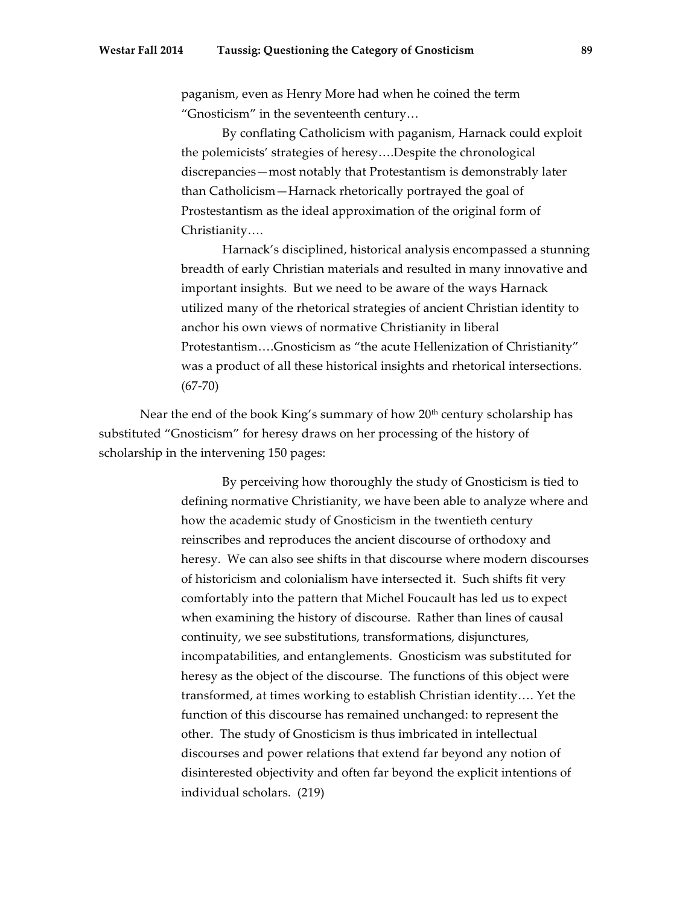> paganism, even as Henry More had when he coined the term "Gnosticism" in the seventeenth century…
>
> By conflating Catholicism with paganism, Harnack could exploit the polemicists' strategies of heresy….Despite the chronological discrepancies—most notably that Protestantism is demonstrably later than Catholicism—Harnack rhetorically portrayed the goal of Prostestantism as the ideal approximation of the original form of Christianity….
>
> Harnack's disciplined, historical analysis encompassed a stunning breadth of early Christian materials and resulted in many innovative and important insights. But we need to be aware of the ways Harnack utilized many of the rhetorical strategies of ancient Christian identity to anchor his own views of normative Christianity in liberal Protestantism….Gnosticism as "the acute Hellenization of Christianity" was a product of all these historical insights and rhetorical intersections. (67-70)

Near the end of the book King's summary of how 20th century scholarship has substituted "Gnosticism" for heresy draws on her processing of the history of scholarship in the intervening 150 pages:

> By perceiving how thoroughly the study of Gnosticism is tied to defining normative Christianity, we have been able to analyze where and how the academic study of Gnosticism in the twentieth century reinscribes and reproduces the ancient discourse of orthodoxy and heresy. We can also see shifts in that discourse where modern discourses of historicism and colonialism have intersected it. Such shifts fit very comfortably into the pattern that Michel Foucault has led us to expect when examining the history of discourse. Rather than lines of causal continuity, we see substitutions, transformations, disjunctures, incompatabilities, and entanglements. Gnosticism was substituted for heresy as the object of the discourse. The functions of this object were transformed, at times working to establish Christian identity…. Yet the function of this discourse has remained unchanged: to represent the other. The study of Gnosticism is thus imbricated in intellectual discourses and power relations that extend far beyond any notion of disinterested objectivity and often far beyond the explicit intentions of individual scholars. (219)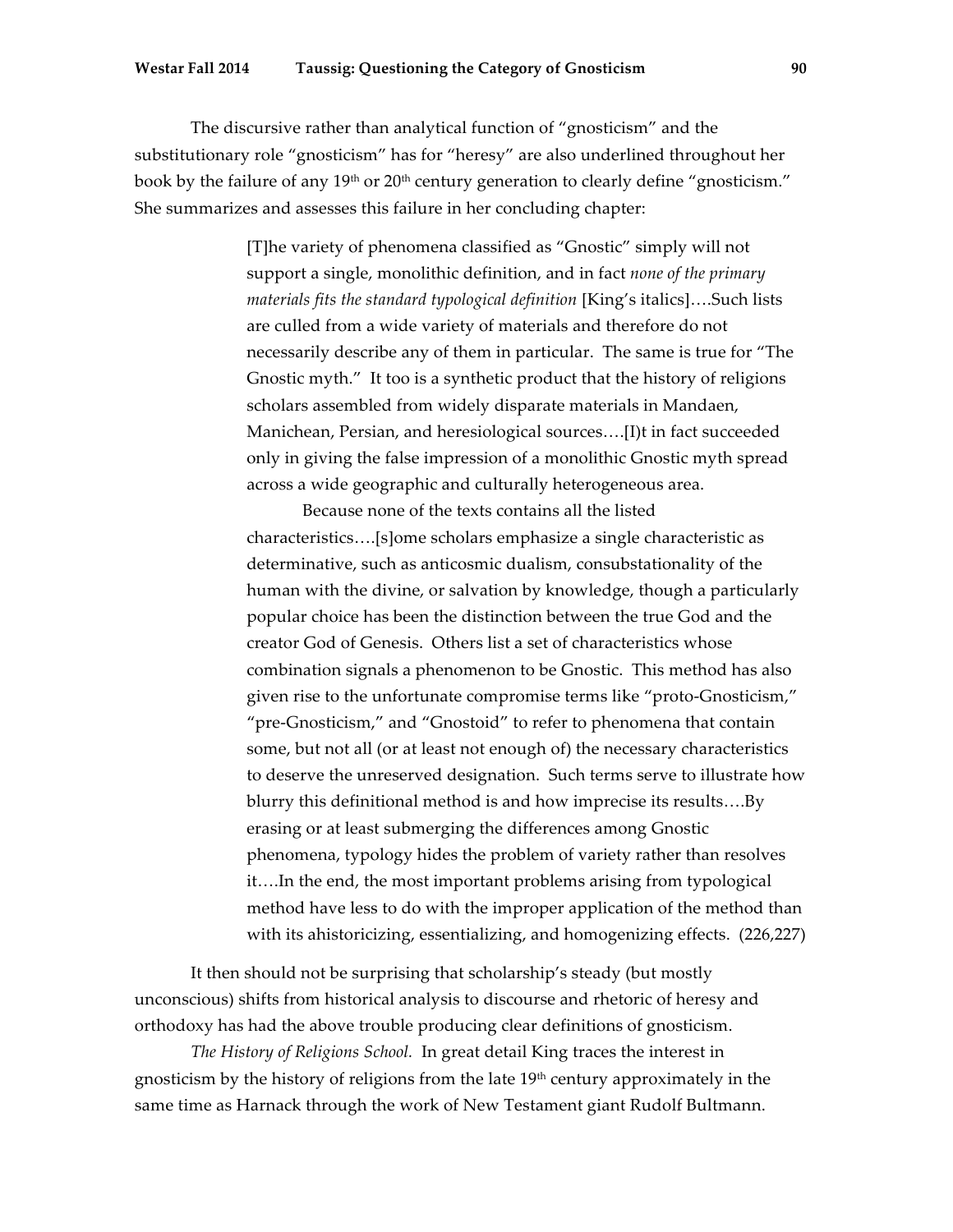The discursive rather than analytical function of "gnosticism" and the substitutionary role "gnosticism" has for "heresy" are also underlined throughout her book by the failure of any 19th or 20th century generation to clearly define "gnosticism." She summarizes and assesses this failure in her concluding chapter:

> [T]he variety of phenomena classified as "Gnostic" simply will not support a single, monolithic definition, and in fact *none of the primary materials fits the standard typological definition* [King's italics]….Such lists are culled from a wide variety of materials and therefore do not necessarily describe any of them in particular. The same is true for "The Gnostic myth." It too is a synthetic product that the history of religions scholars assembled from widely disparate materials in Mandaen, Manichean, Persian, and heresiological sources….[I)t in fact succeeded only in giving the false impression of a monolithic Gnostic myth spread across a wide geographic and culturally heterogeneous area.
>
> Because none of the texts contains all the listed characteristics….[s]ome scholars emphasize a single characteristic as determinative, such as anticosmic dualism, consubstationality of the human with the divine, or salvation by knowledge, though a particularly popular choice has been the distinction between the true God and the creator God of Genesis. Others list a set of characteristics whose combination signals a phenomenon to be Gnostic. This method has also given rise to the unfortunate compromise terms like "proto-Gnosticism," "pre-Gnosticism," and "Gnostoid" to refer to phenomena that contain some, but not all (or at least not enough of) the necessary characteristics to deserve the unreserved designation. Such terms serve to illustrate how blurry this definitional method is and how imprecise its results….By erasing or at least submerging the differences among Gnostic phenomena, typology hides the problem of variety rather than resolves it….In the end, the most important problems arising from typological method have less to do with the improper application of the method than with its ahistoricizing, essentializing, and homogenizing effects. (226,227)

It then should not be surprising that scholarship's steady (but mostly unconscious) shifts from historical analysis to discourse and rhetoric of heresy and orthodoxy has had the above trouble producing clear definitions of gnosticism.

*The History of Religions School.* In great detail King traces the interest in gnosticism by the history of religions from the late 19th century approximately in the same time as Harnack through the work of New Testament giant Rudolf Bultmann.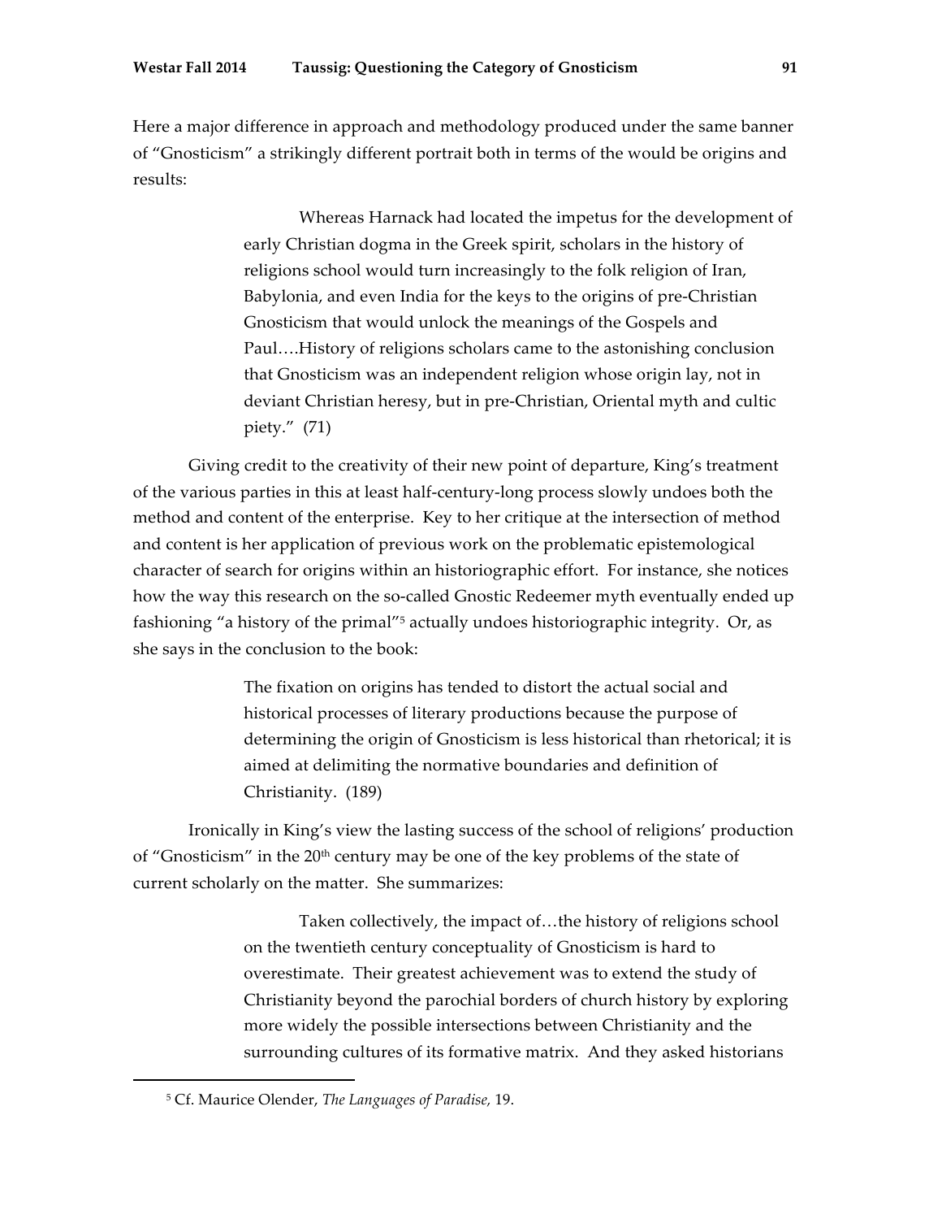Here a major difference in approach and methodology produced under the same banner of "Gnosticism" a strikingly different portrait both in terms of the would be origins and results:

> Whereas Harnack had located the impetus for the development of early Christian dogma in the Greek spirit, scholars in the history of religions school would turn increasingly to the folk religion of Iran, Babylonia, and even India for the keys to the origins of pre-Christian Gnosticism that would unlock the meanings of the Gospels and Paul….History of religions scholars came to the astonishing conclusion that Gnosticism was an independent religion whose origin lay, not in deviant Christian heresy, but in pre-Christian, Oriental myth and cultic piety." (71)

Giving credit to the creativity of their new point of departure, King's treatment of the various parties in this at least half-century-long process slowly undoes both the method and content of the enterprise. Key to her critique at the intersection of method and content is her application of previous work on the problematic epistemological character of search for origins within an historiographic effort. For instance, she notices how the way this research on the so-called Gnostic Redeemer myth eventually ended up fashioning "a history of the primal"[5] actually undoes historiographic integrity. Or, as she says in the conclusion to the book:

> The fixation on origins has tended to distort the actual social and historical processes of literary productions because the purpose of determining the origin of Gnosticism is less historical than rhetorical; it is aimed at delimiting the normative boundaries and definition of Christianity. (189)

Ironically in King's view the lasting success of the school of religions' production of "Gnosticism" in the 20th century may be one of the key problems of the state of current scholarly on the matter. She summarizes:

> Taken collectively, the impact of…the history of religions school on the twentieth century conceptuality of Gnosticism is hard to overestimate. Their greatest achievement was to extend the study of Christianity beyond the parochial borders of church history by exploring more widely the possible intersections between Christianity and the surrounding cultures of its formative matrix. And they asked historians

---

[5] Cf. Maurice Olender, *The Languages of Paradise,* 19.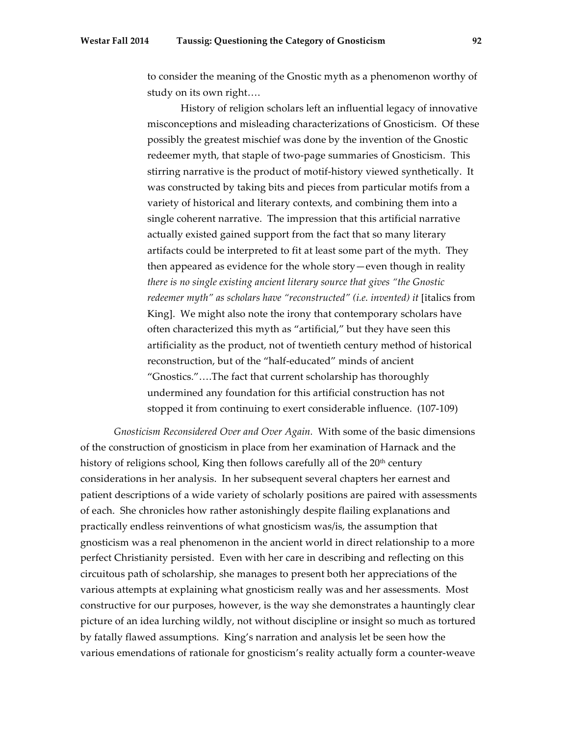> to consider the meaning of the Gnostic myth as a phenomenon worthy of study on its own right….
>
> History of religion scholars left an influential legacy of innovative misconceptions and misleading characterizations of Gnosticism. Of these possibly the greatest mischief was done by the invention of the Gnostic redeemer myth, that staple of two-page summaries of Gnosticism. This stirring narrative is the product of motif-history viewed synthetically. It was constructed by taking bits and pieces from particular motifs from a variety of historical and literary contexts, and combining them into a single coherent narrative. The impression that this artificial narrative actually existed gained support from the fact that so many literary artifacts could be interpreted to fit at least some part of the myth. They then appeared as evidence for the whole story—even though in reality *there is no single existing ancient literary source that gives "the Gnostic redeemer myth" as scholars have "reconstructed" (i.e. invented) it* [italics from King]. We might also note the irony that contemporary scholars have often characterized this myth as "artificial," but they have seen this artificiality as the product, not of twentieth century method of historical reconstruction, but of the "half-educated" minds of ancient "Gnostics."….The fact that current scholarship has thoroughly undermined any foundation for this artificial construction has not stopped it from continuing to exert considerable influence. (107-109)

*Gnosticism Reconsidered Over and Over Again.* With some of the basic dimensions of the construction of gnosticism in place from her examination of Harnack and the history of religions school, King then follows carefully all of the 20th century considerations in her analysis. In her subsequent several chapters her earnest and patient descriptions of a wide variety of scholarly positions are paired with assessments of each. She chronicles how rather astonishingly despite flailing explanations and practically endless reinventions of what gnosticism was/is, the assumption that gnosticism was a real phenomenon in the ancient world in direct relationship to a more perfect Christianity persisted. Even with her care in describing and reflecting on this circuitous path of scholarship, she manages to present both her appreciations of the various attempts at explaining what gnosticism really was and her assessments. Most constructive for our purposes, however, is the way she demonstrates a hauntingly clear picture of an idea lurching wildly, not without discipline or insight so much as tortured by fatally flawed assumptions. King's narration and analysis let be seen how the various emendations of rationale for gnosticism's reality actually form a counter-weave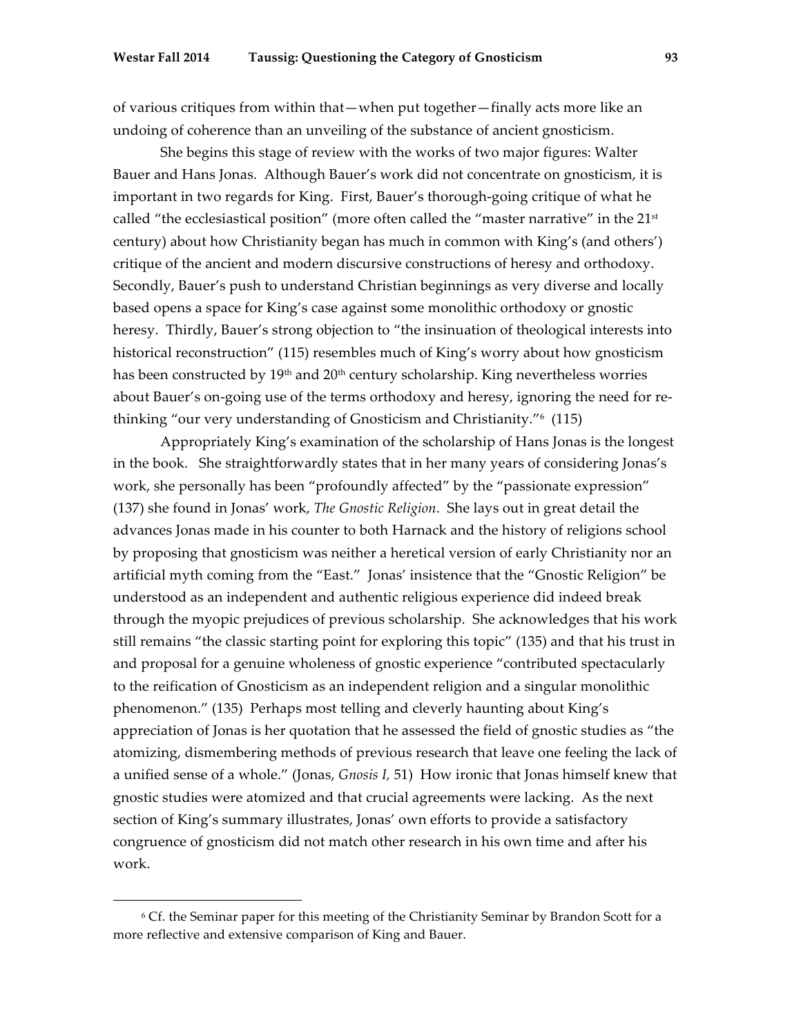of various critiques from within that—when put together—finally acts more like an undoing of coherence than an unveiling of the substance of ancient gnosticism.

She begins this stage of review with the works of two major figures: Walter Bauer and Hans Jonas. Although Bauer's work did not concentrate on gnosticism, it is important in two regards for King. First, Bauer's thorough-going critique of what he called "the ecclesiastical position" (more often called the "master narrative" in the 21st century) about how Christianity began has much in common with King's (and others') critique of the ancient and modern discursive constructions of heresy and orthodoxy. Secondly, Bauer's push to understand Christian beginnings as very diverse and locally based opens a space for King's case against some monolithic orthodoxy or gnostic heresy. Thirdly, Bauer's strong objection to "the insinuation of theological interests into historical reconstruction" (115) resembles much of King's worry about how gnosticism has been constructed by 19th and 20th century scholarship. King nevertheless worries about Bauer's on-going use of the terms orthodoxy and heresy, ignoring the need for re-thinking "our very understanding of Gnosticism and Christianity."[6] (115)

Appropriately King's examination of the scholarship of Hans Jonas is the longest in the book. She straightforwardly states that in her many years of considering Jonas's work, she personally has been "profoundly affected" by the "passionate expression" (137) she found in Jonas' work, *The Gnostic Religion*. She lays out in great detail the advances Jonas made in his counter to both Harnack and the history of religions school by proposing that gnosticism was neither a heretical version of early Christianity nor an artificial myth coming from the "East." Jonas' insistence that the "Gnostic Religion" be understood as an independent and authentic religious experience did indeed break through the myopic prejudices of previous scholarship. She acknowledges that his work still remains "the classic starting point for exploring this topic" (135) and that his trust in and proposal for a genuine wholeness of gnostic experience "contributed spectacularly to the reification of Gnosticism as an independent religion and a singular monolithic phenomenon." (135) Perhaps most telling and cleverly haunting about King's appreciation of Jonas is her quotation that he assessed the field of gnostic studies as "the atomizing, dismembering methods of previous research that leave one feeling the lack of a unified sense of a whole." (Jonas, *Gnosis I,* 51) How ironic that Jonas himself knew that gnostic studies were atomized and that crucial agreements were lacking. As the next section of King's summary illustrates, Jonas' own efforts to provide a satisfactory congruence of gnosticism did not match other research in his own time and after his work.

---

[6] Cf. the Seminar paper for this meeting of the Christianity Seminar by Brandon Scott for a more reflective and extensive comparison of King and Bauer.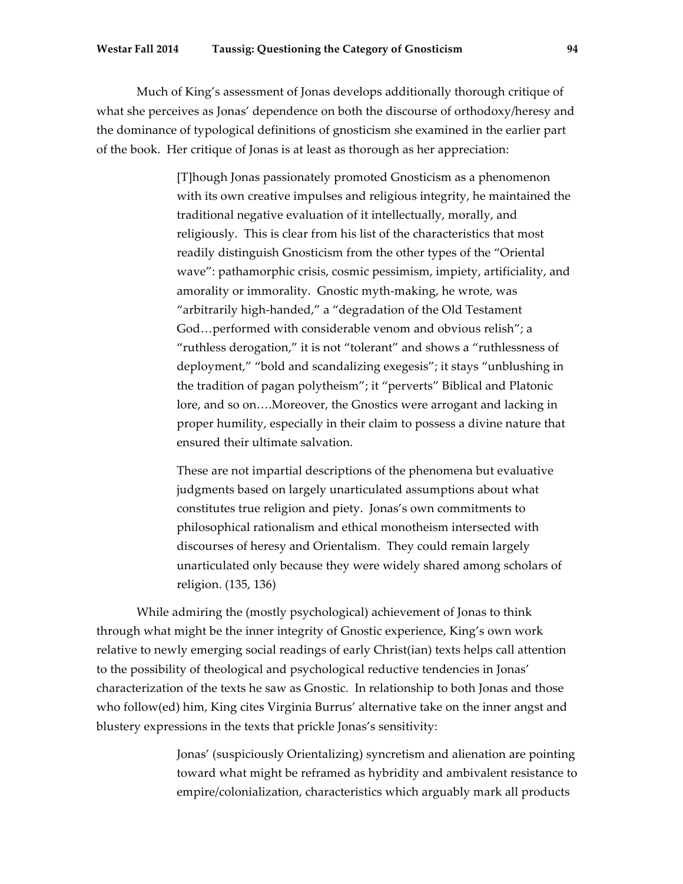Much of King's assessment of Jonas develops additionally thorough critique of what she perceives as Jonas' dependence on both the discourse of orthodoxy/heresy and the dominance of typological definitions of gnosticism she examined in the earlier part of the book. Her critique of Jonas is at least as thorough as her appreciation:

> [T]hough Jonas passionately promoted Gnosticism as a phenomenon with its own creative impulses and religious integrity, he maintained the traditional negative evaluation of it intellectually, morally, and religiously. This is clear from his list of the characteristics that most readily distinguish Gnosticism from the other types of the "Oriental wave": pathamorphic crisis, cosmic pessimism, impiety, artificiality, and amorality or immorality. Gnostic myth-making, he wrote, was "arbitrarily high-handed," a "degradation of the Old Testament God…performed with considerable venom and obvious relish"; a "ruthless derogation," it is not "tolerant" and shows a "ruthlessness of deployment," "bold and scandalizing exegesis"; it stays "unblushing in the tradition of pagan polytheism"; it "perverts" Biblical and Platonic lore, and so on….Moreover, the Gnostics were arrogant and lacking in proper humility, especially in their claim to possess a divine nature that ensured their ultimate salvation.
>
> These are not impartial descriptions of the phenomena but evaluative judgments based on largely unarticulated assumptions about what constitutes true religion and piety. Jonas's own commitments to philosophical rationalism and ethical monotheism intersected with discourses of heresy and Orientalism. They could remain largely unarticulated only because they were widely shared among scholars of religion. (135, 136)

While admiring the (mostly psychological) achievement of Jonas to think through what might be the inner integrity of Gnostic experience, King's own work relative to newly emerging social readings of early Christ(ian) texts helps call attention to the possibility of theological and psychological reductive tendencies in Jonas' characterization of the texts he saw as Gnostic. In relationship to both Jonas and those who follow(ed) him, King cites Virginia Burrus' alternative take on the inner angst and blustery expressions in the texts that prickle Jonas's sensitivity:

> Jonas' (suspiciously Orientalizing) syncretism and alienation are pointing toward what might be reframed as hybridity and ambivalent resistance to empire/colonialization, characteristics which arguably mark all products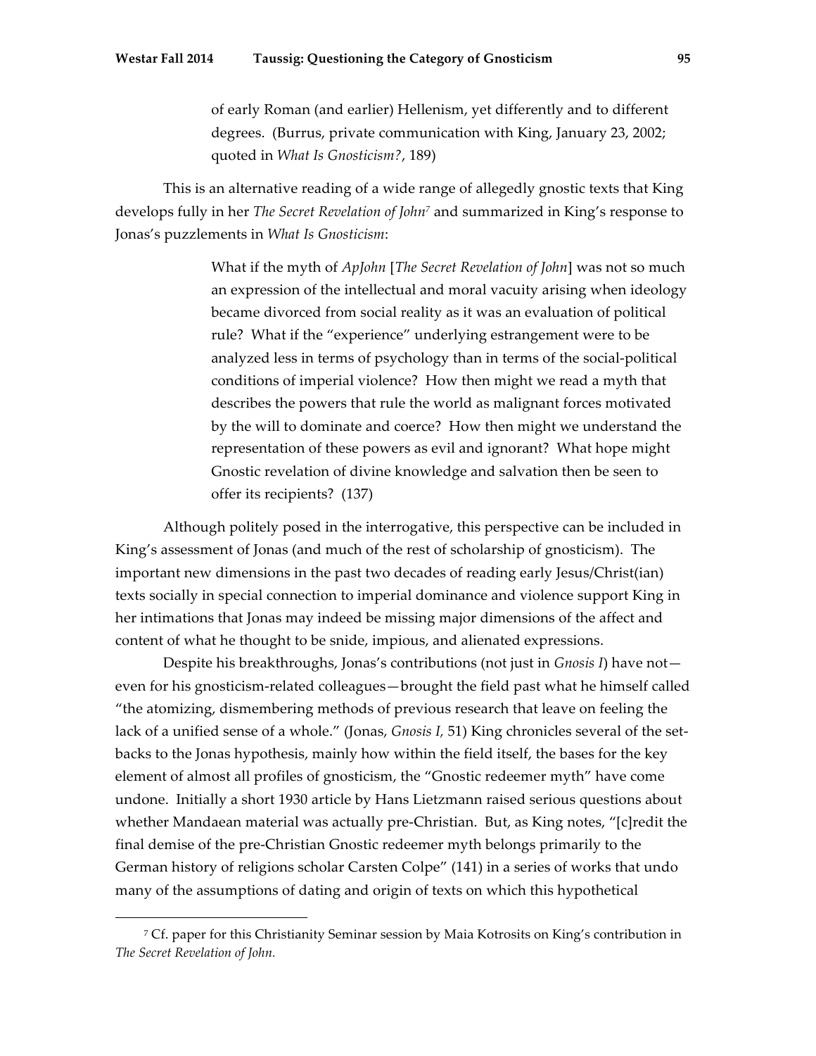> of early Roman (and earlier) Hellenism, yet differently and to different degrees. (Burrus, private communication with King, January 23, 2002; quoted in *What Is Gnosticism?*, 189)

This is an alternative reading of a wide range of allegedly gnostic texts that King develops fully in her *The Secret Revelation of John*[7] and summarized in King's response to Jonas's puzzlements in *What Is Gnosticism*:

> What if the myth of *ApJohn* [*The Secret Revelation of John*] was not so much an expression of the intellectual and moral vacuity arising when ideology became divorced from social reality as it was an evaluation of political rule? What if the "experience" underlying estrangement were to be analyzed less in terms of psychology than in terms of the social-political conditions of imperial violence? How then might we read a myth that describes the powers that rule the world as malignant forces motivated by the will to dominate and coerce? How then might we understand the representation of these powers as evil and ignorant? What hope might Gnostic revelation of divine knowledge and salvation then be seen to offer its recipients? (137)

Although politely posed in the interrogative, this perspective can be included in King's assessment of Jonas (and much of the rest of scholarship of gnosticism). The important new dimensions in the past two decades of reading early Jesus/Christ(ian) texts socially in special connection to imperial dominance and violence support King in her intimations that Jonas may indeed be missing major dimensions of the affect and content of what he thought to be snide, impious, and alienated expressions.

Despite his breakthroughs, Jonas's contributions (not just in *Gnosis I*) have not—even for his gnosticism-related colleagues—brought the field past what he himself called "the atomizing, dismembering methods of previous research that leave on feeling the lack of a unified sense of a whole." (Jonas, *Gnosis I,* 51) King chronicles several of the set-backs to the Jonas hypothesis, mainly how within the field itself, the bases for the key element of almost all profiles of gnosticism, the "Gnostic redeemer myth" have come undone. Initially a short 1930 article by Hans Lietzmann raised serious questions about whether Mandaean material was actually pre-Christian. But, as King notes, "[c]redit the final demise of the pre-Christian Gnostic redeemer myth belongs primarily to the German history of religions scholar Carsten Colpe" (141) in a series of works that undo many of the assumptions of dating and origin of texts on which this hypothetical

[7] Cf. paper for this Christianity Seminar session by Maia Kotrosits on King's contribution in *The Secret Revelation of John.*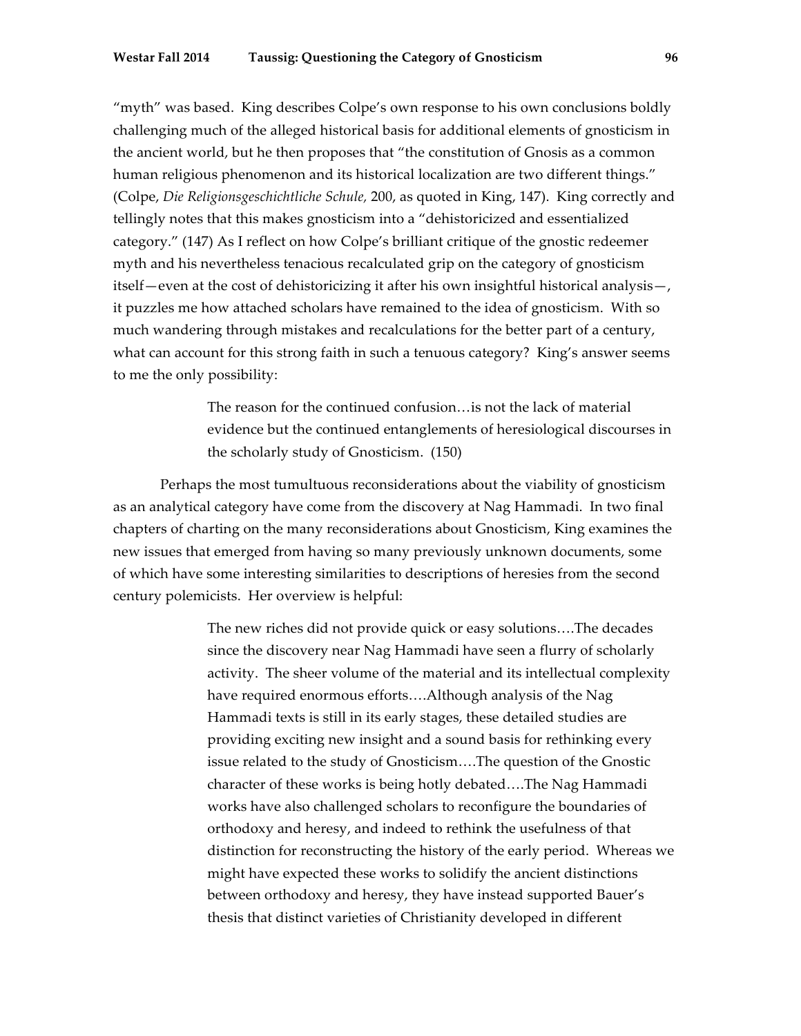"myth" was based. King describes Colpe's own response to his own conclusions boldly challenging much of the alleged historical basis for additional elements of gnosticism in the ancient world, but he then proposes that "the constitution of Gnosis as a common human religious phenomenon and its historical localization are two different things." (Colpe, *Die Religionsgeschichtliche Schule,* 200, as quoted in King, 147). King correctly and tellingly notes that this makes gnosticism into a "dehistoricized and essentialized category." (147) As I reflect on how Colpe's brilliant critique of the gnostic redeemer myth and his nevertheless tenacious recalculated grip on the category of gnosticism itself—even at the cost of dehistoricizing it after his own insightful historical analysis—, it puzzles me how attached scholars have remained to the idea of gnosticism. With so much wandering through mistakes and recalculations for the better part of a century, what can account for this strong faith in such a tenuous category? King's answer seems to me the only possibility:

> The reason for the continued confusion…is not the lack of material evidence but the continued entanglements of heresiological discourses in the scholarly study of Gnosticism. (150)

Perhaps the most tumultuous reconsiderations about the viability of gnosticism as an analytical category have come from the discovery at Nag Hammadi. In two final chapters of charting on the many reconsiderations about Gnosticism, King examines the new issues that emerged from having so many previously unknown documents, some of which have some interesting similarities to descriptions of heresies from the second century polemicists. Her overview is helpful:

> The new riches did not provide quick or easy solutions….The decades since the discovery near Nag Hammadi have seen a flurry of scholarly activity. The sheer volume of the material and its intellectual complexity have required enormous efforts….Although analysis of the Nag Hammadi texts is still in its early stages, these detailed studies are providing exciting new insight and a sound basis for rethinking every issue related to the study of Gnosticism….The question of the Gnostic character of these works is being hotly debated….The Nag Hammadi works have also challenged scholars to reconfigure the boundaries of orthodoxy and heresy, and indeed to rethink the usefulness of that distinction for reconstructing the history of the early period. Whereas we might have expected these works to solidify the ancient distinctions between orthodoxy and heresy, they have instead supported Bauer's thesis that distinct varieties of Christianity developed in different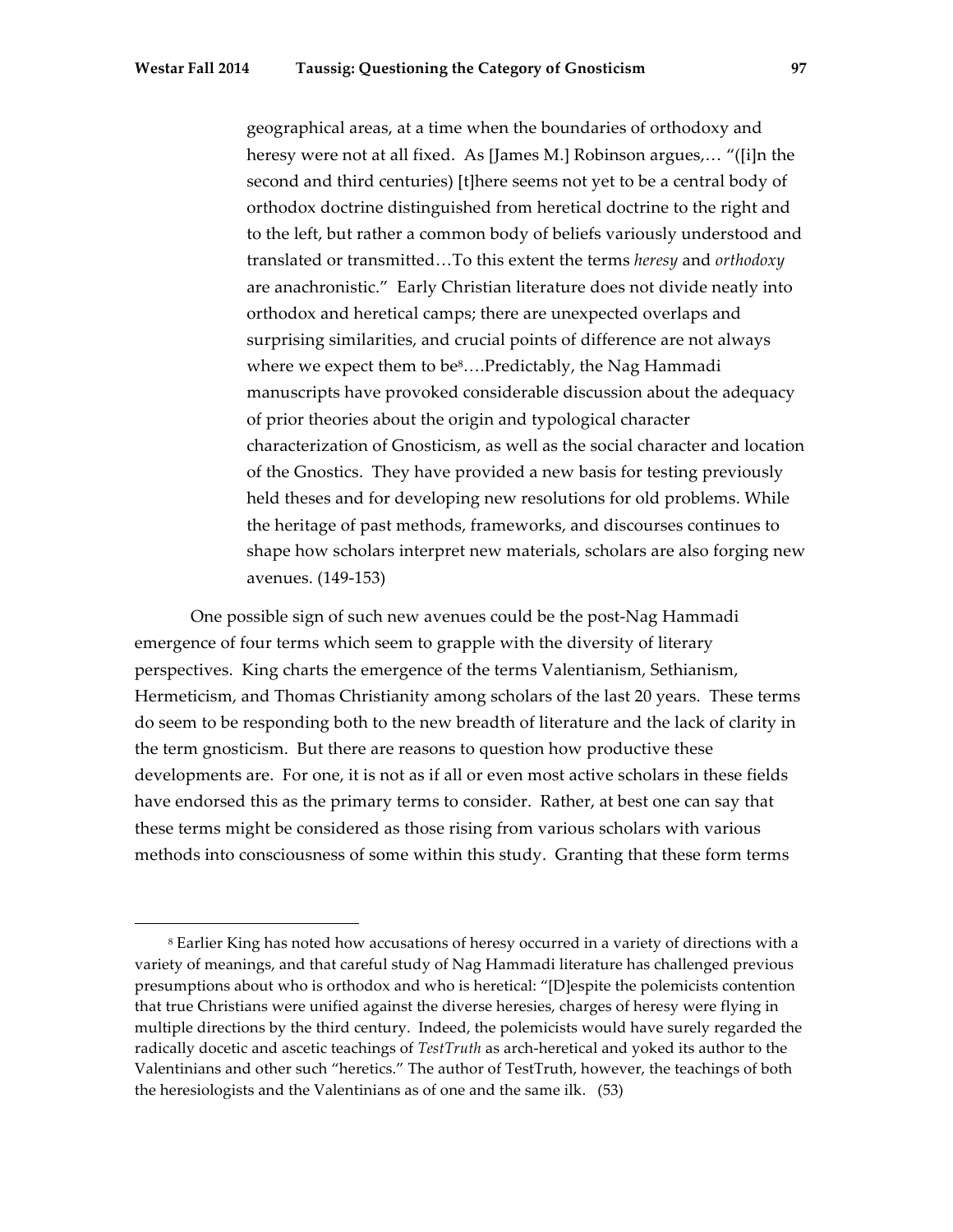> geographical areas, at a time when the boundaries of orthodoxy and heresy were not at all fixed. As [James M.] Robinson argues,… "([i]n the second and third centuries) [t]here seems not yet to be a central body of orthodox doctrine distinguished from heretical doctrine to the right and to the left, but rather a common body of beliefs variously understood and translated or transmitted…To this extent the terms *heresy* and *orthodoxy* are anachronistic." Early Christian literature does not divide neatly into orthodox and heretical camps; there are unexpected overlaps and surprising similarities, and crucial points of difference are not always where we expect them to be[8]….Predictably, the Nag Hammadi manuscripts have provoked considerable discussion about the adequacy of prior theories about the origin and typological character characterization of Gnosticism, as well as the social character and location of the Gnostics. They have provided a new basis for testing previously held theses and for developing new resolutions for old problems. While the heritage of past methods, frameworks, and discourses continues to shape how scholars interpret new materials, scholars are also forging new avenues. (149-153)

One possible sign of such new avenues could be the post-Nag Hammadi emergence of four terms which seem to grapple with the diversity of literary perspectives. King charts the emergence of the terms Valentianism, Sethianism, Hermeticism, and Thomas Christianity among scholars of the last 20 years. These terms do seem to be responding both to the new breadth of literature and the lack of clarity in the term gnosticism. But there are reasons to question how productive these developments are. For one, it is not as if all or even most active scholars in these fields have endorsed this as the primary terms to consider. Rather, at best one can say that these terms might be considered as those rising from various scholars with various methods into consciousness of some within this study. Granting that these form terms

[8] Earlier King has noted how accusations of heresy occurred in a variety of directions with a variety of meanings, and that careful study of Nag Hammadi literature has challenged previous presumptions about who is orthodox and who is heretical: "[D]espite the polemicists contention that true Christians were unified against the diverse heresies, charges of heresy were flying in multiple directions by the third century. Indeed, the polemicists would have surely regarded the radically docetic and ascetic teachings of *TestTruth* as arch-heretical and yoked its author to the Valentinians and other such "heretics." The author of TestTruth, however, the teachings of both the heresiologists and the Valentinians as of one and the same ilk. (53)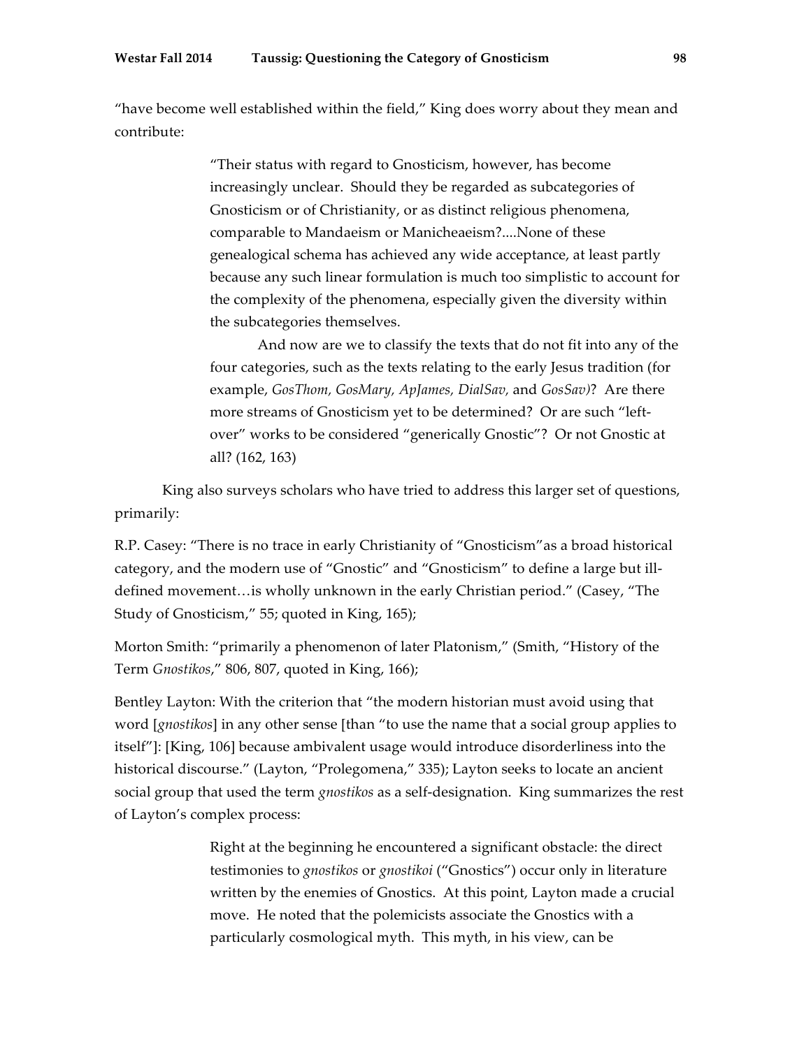"have become well established within the field," King does worry about they mean and contribute:

> "Their status with regard to Gnosticism, however, has become increasingly unclear. Should they be regarded as subcategories of Gnosticism or of Christianity, or as distinct religious phenomena, comparable to Mandaeism or Manicheaeism?....None of these genealogical schema has achieved any wide acceptance, at least partly because any such linear formulation is much too simplistic to account for the complexity of the phenomena, especially given the diversity within the subcategories themselves.
>
> And now are we to classify the texts that do not fit into any of the four categories, such as the texts relating to the early Jesus tradition (for example, *GosThom, GosMary, ApJames, DialSav,* and *GosSav)*? Are there more streams of Gnosticism yet to be determined? Or are such "left-over" works to be considered "generically Gnostic"? Or not Gnostic at all? (162, 163)

King also surveys scholars who have tried to address this larger set of questions, primarily:

R.P. Casey: "There is no trace in early Christianity of "Gnosticism"as a broad historical category, and the modern use of "Gnostic" and "Gnosticism" to define a large but ill-defined movement…is wholly unknown in the early Christian period." (Casey, "The Study of Gnosticism," 55; quoted in King, 165);

Morton Smith: "primarily a phenomenon of later Platonism," (Smith, "History of the Term *Gnostikos*," 806, 807, quoted in King, 166);

Bentley Layton: With the criterion that "the modern historian must avoid using that word [*gnostikos*] in any other sense [than "to use the name that a social group applies to itself"]: [King, 106] because ambivalent usage would introduce disorderliness into the historical discourse." (Layton, "Prolegomena," 335); Layton seeks to locate an ancient social group that used the term *gnostikos* as a self-designation. King summarizes the rest of Layton's complex process:

> Right at the beginning he encountered a significant obstacle: the direct testimonies to *gnostikos* or *gnostikoi* ("Gnostics") occur only in literature written by the enemies of Gnostics. At this point, Layton made a crucial move. He noted that the polemicists associate the Gnostics with a particularly cosmological myth. This myth, in his view, can be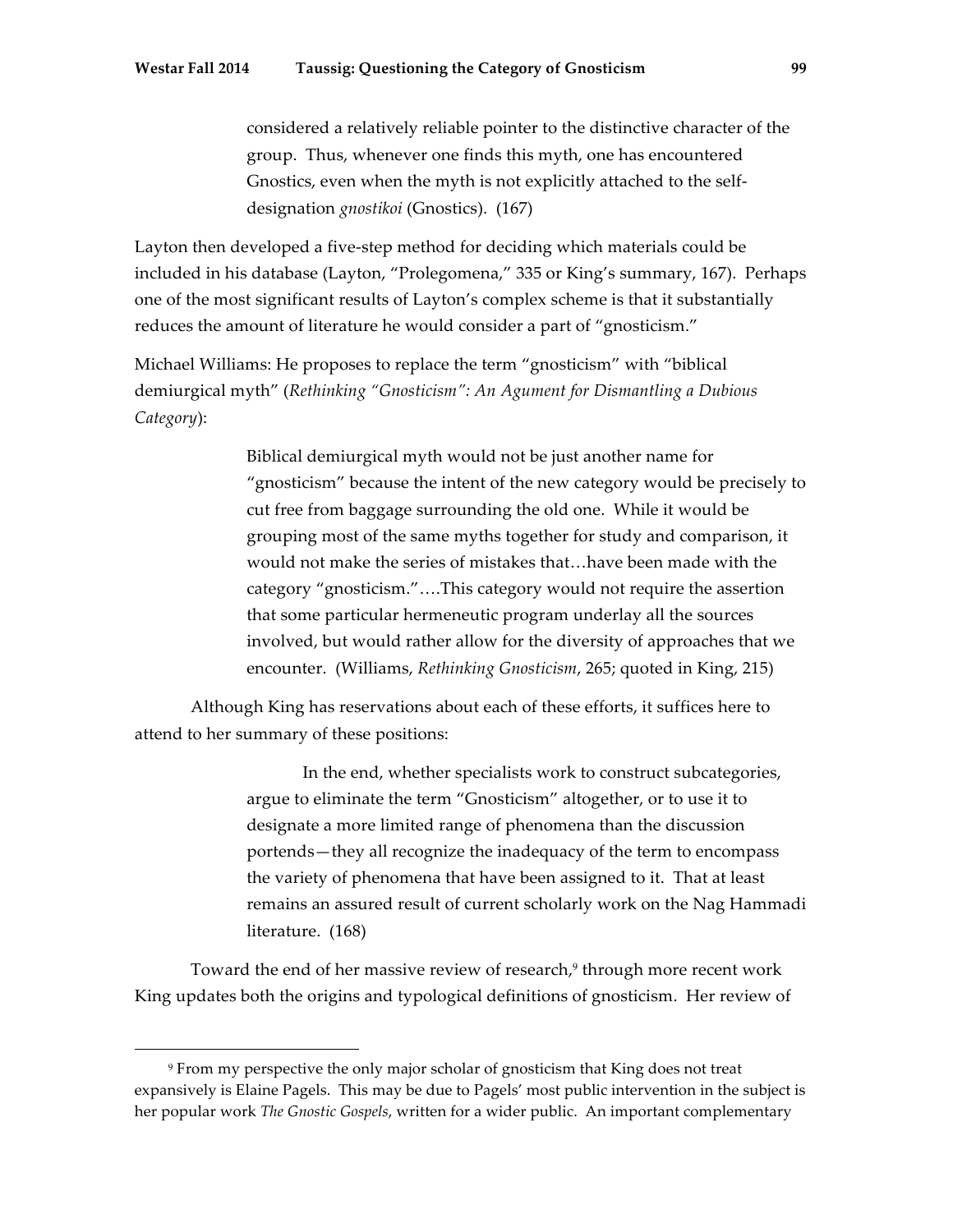> considered a relatively reliable pointer to the distinctive character of the group. Thus, whenever one finds this myth, one has encountered Gnostics, even when the myth is not explicitly attached to the self-designation *gnostikoi* (Gnostics). (167)

Layton then developed a five-step method for deciding which materials could be included in his database (Layton, "Prolegomena," 335 or King's summary, 167). Perhaps one of the most significant results of Layton's complex scheme is that it substantially reduces the amount of literature he would consider a part of "gnosticism."

Michael Williams: He proposes to replace the term "gnosticism" with "biblical demiurgical myth" (*Rethinking "Gnosticism": An Agument for Dismantling a Dubious Category*):

> Biblical demiurgical myth would not be just another name for "gnosticism" because the intent of the new category would be precisely to cut free from baggage surrounding the old one. While it would be grouping most of the same myths together for study and comparison, it would not make the series of mistakes that…have been made with the category "gnosticism."….This category would not require the assertion that some particular hermeneutic program underlay all the sources involved, but would rather allow for the diversity of approaches that we encounter. (Williams, *Rethinking Gnosticism*, 265; quoted in King, 215)

Although King has reservations about each of these efforts, it suffices here to attend to her summary of these positions:

> In the end, whether specialists work to construct subcategories, argue to eliminate the term "Gnosticism" altogether, or to use it to designate a more limited range of phenomena than the discussion portends—they all recognize the inadequacy of the term to encompass the variety of phenomena that have been assigned to it. That at least remains an assured result of current scholarly work on the Nag Hammadi literature. (168)

Toward the end of her massive review of research,[9] through more recent work King updates both the origins and typological definitions of gnosticism. Her review of

---

[9] From my perspective the only major scholar of gnosticism that King does not treat expansively is Elaine Pagels. This may be due to Pagels' most public intervention in the subject is her popular work *The Gnostic Gospels*, written for a wider public. An important complementary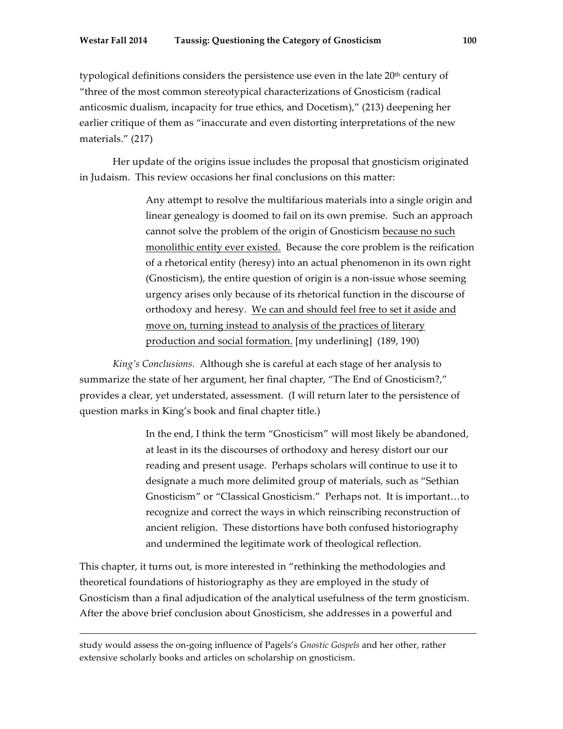typological definitions considers the persistence use even in the late 20th century of "three of the most common stereotypical characterizations of Gnosticism (radical anticosmic dualism, incapacity for true ethics, and Docetism)," (213) deepening her earlier critique of them as "inaccurate and even distorting interpretations of the new materials." (217)

Her update of the origins issue includes the proposal that gnosticism originated in Judaism. This review occasions her final conclusions on this matter:

> Any attempt to resolve the multifarious materials into a single origin and linear genealogy is doomed to fail on its own premise. Such an approach cannot solve the problem of the origin of Gnosticism <u>because no such monolithic entity ever existed.</u> Because the core problem is the reification of a rhetorical entity (heresy) into an actual phenomenon in its own right (Gnosticism), the entire question of origin is a non-issue whose seeming urgency arises only because of its rhetorical function in the discourse of orthodoxy and heresy. <u>We can and should feel free to set it aside and move on, turning instead to analysis of the practices of literary production and social formation.</u> [my underlining] (189, 190)

*King's Conclusions.* Although she is careful at each stage of her analysis to summarize the state of her argument, her final chapter, "The End of Gnosticism?," provides a clear, yet understated, assessment. (I will return later to the persistence of question marks in King's book and final chapter title.)

> In the end, I think the term "Gnosticism" will most likely be abandoned, at least in its the discourses of orthodoxy and heresy distort our our reading and present usage. Perhaps scholars will continue to use it to designate a much more delimited group of materials, such as "Sethian Gnosticism" or "Classical Gnosticism." Perhaps not. It is important…to recognize and correct the ways in which reinscribing reconstruction of ancient religion. These distortions have both confused historiography and undermined the legitimate work of theological reflection.

This chapter, it turns out, is more interested in "rethinking the methodologies and theoretical foundations of historiography as they are employed in the study of Gnosticism than a final adjudication of the analytical usefulness of the term gnosticism. After the above brief conclusion about Gnosticism, she addresses in a powerful and

---

study would assess the on-going influence of Pagels's *Gnostic Gospels* and her other, rather extensive scholarly books and articles on scholarship on gnosticism.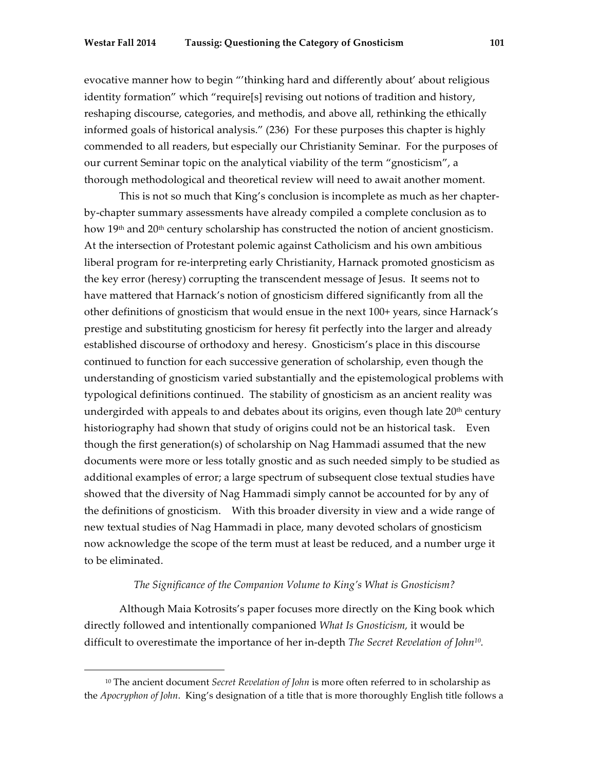evocative manner how to begin "'thinking hard and differently about' about religious identity formation" which "require[s] revising out notions of tradition and history, reshaping discourse, categories, and methodis, and above all, rethinking the ethically informed goals of historical analysis." (236) For these purposes this chapter is highly commended to all readers, but especially our Christianity Seminar. For the purposes of our current Seminar topic on the analytical viability of the term "gnosticism", a thorough methodological and theoretical review will need to await another moment.

This is not so much that King's conclusion is incomplete as much as her chapter-by-chapter summary assessments have already compiled a complete conclusion as to how 19th and 20th century scholarship has constructed the notion of ancient gnosticism. At the intersection of Protestant polemic against Catholicism and his own ambitious liberal program for re-interpreting early Christianity, Harnack promoted gnosticism as the key error (heresy) corrupting the transcendent message of Jesus. It seems not to have mattered that Harnack's notion of gnosticism differed significantly from all the other definitions of gnosticism that would ensue in the next 100+ years, since Harnack's prestige and substituting gnosticism for heresy fit perfectly into the larger and already established discourse of orthodoxy and heresy. Gnosticism's place in this discourse continued to function for each successive generation of scholarship, even though the understanding of gnosticism varied substantially and the epistemological problems with typological definitions continued. The stability of gnosticism as an ancient reality was undergirded with appeals to and debates about its origins, even though late 20th century historiography had shown that study of origins could not be an historical task. Even though the first generation(s) of scholarship on Nag Hammadi assumed that the new documents were more or less totally gnostic and as such needed simply to be studied as additional examples of error; a large spectrum of subsequent close textual studies have showed that the diversity of Nag Hammadi simply cannot be accounted for by any of the definitions of gnosticism. With this broader diversity in view and a wide range of new textual studies of Nag Hammadi in place, many devoted scholars of gnosticism now acknowledge the scope of the term must at least be reduced, and a number urge it to be eliminated.

*The Significance of the Companion Volume to King's What is Gnosticism?*

Although Maia Kotrosits's paper focuses more directly on the King book which directly followed and intentionally companioned *What Is Gnosticism,* it would be difficult to overestimate the importance of her in-depth *The Secret Revelation of John*[10].

[10] The ancient document *Secret Revelation of John* is more often referred to in scholarship as the *Apocryphon of John*. King's designation of a title that is more thoroughly English title follows a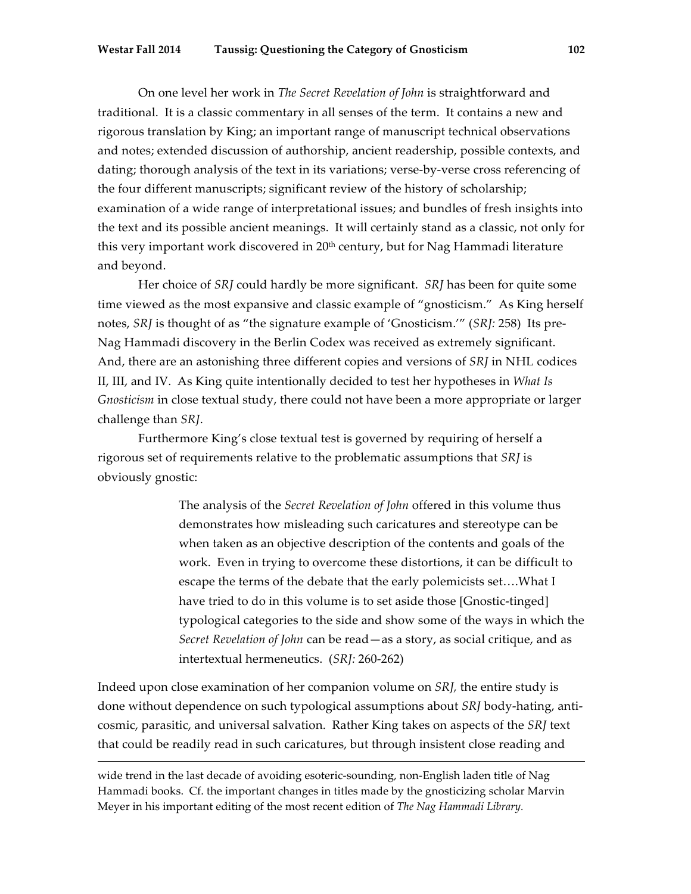On one level her work in *The Secret Revelation of John* is straightforward and traditional. It is a classic commentary in all senses of the term. It contains a new and rigorous translation by King; an important range of manuscript technical observations and notes; extended discussion of authorship, ancient readership, possible contexts, and dating; thorough analysis of the text in its variations; verse-by-verse cross referencing of the four different manuscripts; significant review of the history of scholarship; examination of a wide range of interpretational issues; and bundles of fresh insights into the text and its possible ancient meanings. It will certainly stand as a classic, not only for this very important work discovered in 20th century, but for Nag Hammadi literature and beyond.

Her choice of *SRJ* could hardly be more significant. *SRJ* has been for quite some time viewed as the most expansive and classic example of "gnosticism." As King herself notes, *SRJ* is thought of as "the signature example of 'Gnosticism.'" (*SRJ:* 258) Its pre-Nag Hammadi discovery in the Berlin Codex was received as extremely significant. And, there are an astonishing three different copies and versions of *SRJ* in NHL codices II, III, and IV. As King quite intentionally decided to test her hypotheses in *What Is Gnosticism* in close textual study, there could not have been a more appropriate or larger challenge than *SRJ*.

Furthermore King's close textual test is governed by requiring of herself a rigorous set of requirements relative to the problematic assumptions that *SRJ* is obviously gnostic:

> The analysis of the *Secret Revelation of John* offered in this volume thus demonstrates how misleading such caricatures and stereotype can be when taken as an objective description of the contents and goals of the work. Even in trying to overcome these distortions, it can be difficult to escape the terms of the debate that the early polemicists set….What I have tried to do in this volume is to set aside those [Gnostic-tinged] typological categories to the side and show some of the ways in which the *Secret Revelation of John* can be read—as a story, as social critique, and as intertextual hermeneutics. (*SRJ:* 260-262)

Indeed upon close examination of her companion volume on *SRJ,* the entire study is done without dependence on such typological assumptions about *SRJ* body-hating, anti-cosmic, parasitic, and universal salvation. Rather King takes on aspects of the *SRJ* text that could be readily read in such caricatures, but through insistent close reading and

---

wide trend in the last decade of avoiding esoteric-sounding, non-English laden title of Nag Hammadi books. Cf. the important changes in titles made by the gnosticizing scholar Marvin Meyer in his important editing of the most recent edition of *The Nag Hammadi Library.*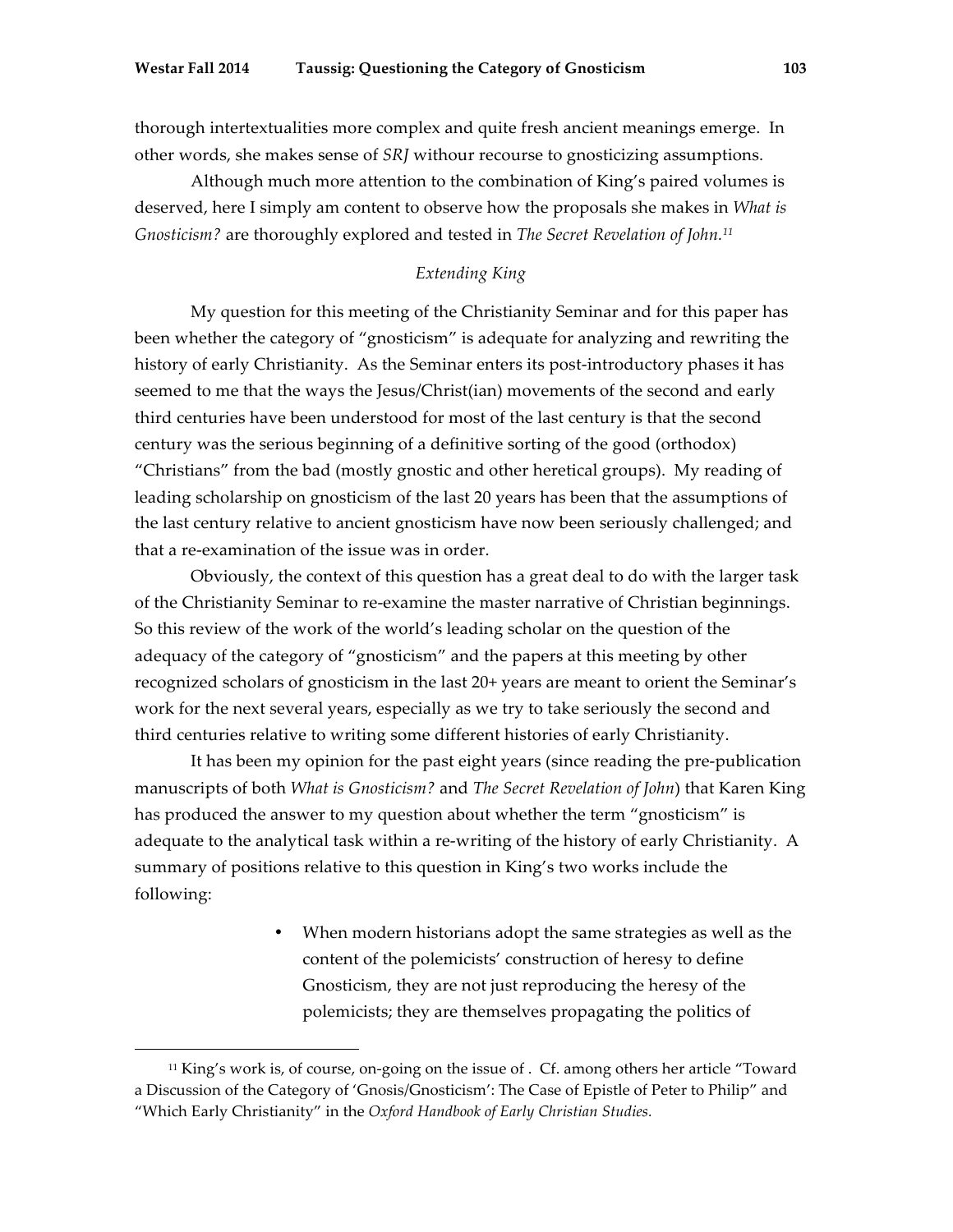thorough intertextualities more complex and quite fresh ancient meanings emerge. In other words, she makes sense of *SRJ* withour recourse to gnosticizing assumptions.

Although much more attention to the combination of King's paired volumes is deserved, here I simply am content to observe how the proposals she makes in *What is Gnosticism?* are thoroughly explored and tested in *The Secret Revelation of John.*[11]

### *Extending King*

My question for this meeting of the Christianity Seminar and for this paper has been whether the category of "gnosticism" is adequate for analyzing and rewriting the history of early Christianity. As the Seminar enters its post-introductory phases it has seemed to me that the ways the Jesus/Christ(ian) movements of the second and early third centuries have been understood for most of the last century is that the second century was the serious beginning of a definitive sorting of the good (orthodox) "Christians" from the bad (mostly gnostic and other heretical groups). My reading of leading scholarship on gnosticism of the last 20 years has been that the assumptions of the last century relative to ancient gnosticism have now been seriously challenged; and that a re-examination of the issue was in order.

Obviously, the context of this question has a great deal to do with the larger task of the Christianity Seminar to re-examine the master narrative of Christian beginnings. So this review of the work of the world's leading scholar on the question of the adequacy of the category of "gnosticism" and the papers at this meeting by other recognized scholars of gnosticism in the last 20+ years are meant to orient the Seminar's work for the next several years, especially as we try to take seriously the second and third centuries relative to writing some different histories of early Christianity.

It has been my opinion for the past eight years (since reading the pre-publication manuscripts of both *What is Gnosticism?* and *The Secret Revelation of John*) that Karen King has produced the answer to my question about whether the term "gnosticism" is adequate to the analytical task within a re-writing of the history of early Christianity. A summary of positions relative to this question in King's two works include the following:

- When modern historians adopt the same strategies as well as the content of the polemicists' construction of heresy to define Gnosticism, they are not just reproducing the heresy of the polemicists; they are themselves propagating the politics of

---

[11] King's work is, of course, on-going on the issue of . Cf. among others her article "Toward a Discussion of the Category of 'Gnosis/Gnosticism': The Case of Epistle of Peter to Philip" and "Which Early Christianity" in the *Oxford Handbook of Early Christian Studies.*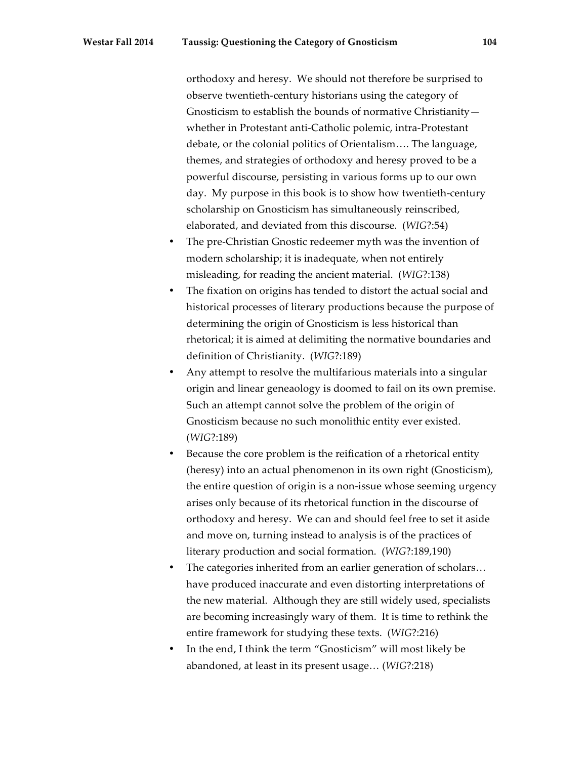orthodoxy and heresy. We should not therefore be surprised to observe twentieth-century historians using the category of Gnosticism to establish the bounds of normative Christianity—whether in Protestant anti-Catholic polemic, intra-Protestant debate, or the colonial politics of Orientalism…. The language, themes, and strategies of orthodoxy and heresy proved to be a powerful discourse, persisting in various forms up to our own day. My purpose in this book is to show how twentieth-century scholarship on Gnosticism has simultaneously reinscribed, elaborated, and deviated from this discourse. (*WIG*?:54)

- The pre-Christian Gnostic redeemer myth was the invention of modern scholarship; it is inadequate, when not entirely misleading, for reading the ancient material. (*WIG*?:138)
- The fixation on origins has tended to distort the actual social and historical processes of literary productions because the purpose of determining the origin of Gnosticism is less historical than rhetorical; it is aimed at delimiting the normative boundaries and definition of Christianity. (*WIG*?:189)
- Any attempt to resolve the multifarious materials into a singular origin and linear geneaology is doomed to fail on its own premise. Such an attempt cannot solve the problem of the origin of Gnosticism because no such monolithic entity ever existed. (*WIG*?:189)
- Because the core problem is the reification of a rhetorical entity (heresy) into an actual phenomenon in its own right (Gnosticism), the entire question of origin is a non-issue whose seeming urgency arises only because of its rhetorical function in the discourse of orthodoxy and heresy. We can and should feel free to set it aside and move on, turning instead to analysis is of the practices of literary production and social formation. (*WIG*?:189,190)
- The categories inherited from an earlier generation of scholars… have produced inaccurate and even distorting interpretations of the new material. Although they are still widely used, specialists are becoming increasingly wary of them. It is time to rethink the entire framework for studying these texts. (*WIG*?:216)
- In the end, I think the term "Gnosticism" will most likely be abandoned, at least in its present usage… (*WIG*?:218)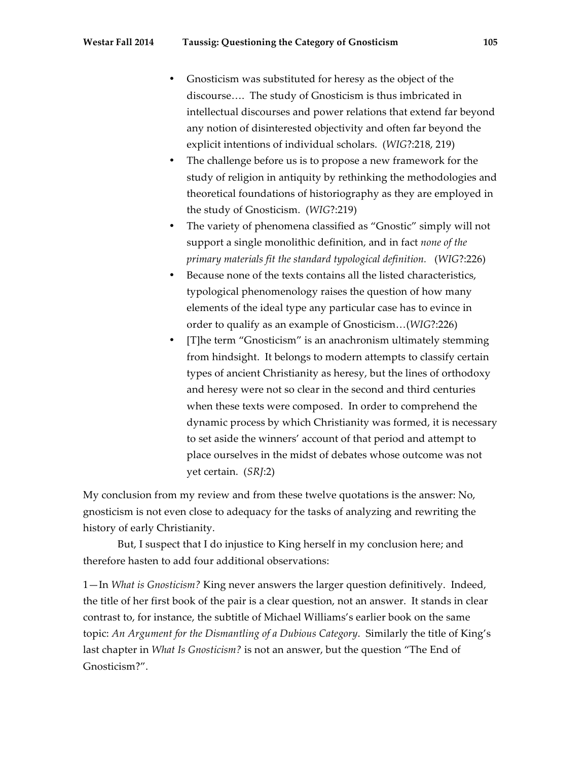- Gnosticism was substituted for heresy as the object of the discourse…. The study of Gnosticism is thus imbricated in intellectual discourses and power relations that extend far beyond any notion of disinterested objectivity and often far beyond the explicit intentions of individual scholars. (*WIG*?:218, 219)
- The challenge before us is to propose a new framework for the study of religion in antiquity by rethinking the methodologies and theoretical foundations of historiography as they are employed in the study of Gnosticism. (*WIG*?:219)
- The variety of phenomena classified as "Gnostic" simply will not support a single monolithic definition, and in fact *none of the primary materials fit the standard typological definition.* (*WIG*?:226)
- Because none of the texts contains all the listed characteristics, typological phenomenology raises the question of how many elements of the ideal type any particular case has to evince in order to qualify as an example of Gnosticism…(*WIG*?:226)
- [T]he term "Gnosticism" is an anachronism ultimately stemming from hindsight. It belongs to modern attempts to classify certain types of ancient Christianity as heresy, but the lines of orthodoxy and heresy were not so clear in the second and third centuries when these texts were composed. In order to comprehend the dynamic process by which Christianity was formed, it is necessary to set aside the winners' account of that period and attempt to place ourselves in the midst of debates whose outcome was not yet certain. (*SRJ*:2)

My conclusion from my review and from these twelve quotations is the answer: No, gnosticism is not even close to adequacy for the tasks of analyzing and rewriting the history of early Christianity.

But, I suspect that I do injustice to King herself in my conclusion here; and therefore hasten to add four additional observations:

1—In *What is Gnosticism?* King never answers the larger question definitively. Indeed, the title of her first book of the pair is a clear question, not an answer. It stands in clear contrast to, for instance, the subtitle of Michael Williams's earlier book on the same topic: *An Argument for the Dismantling of a Dubious Category*. Similarly the title of King's last chapter in *What Is Gnosticism?* is not an answer, but the question "The End of Gnosticism?".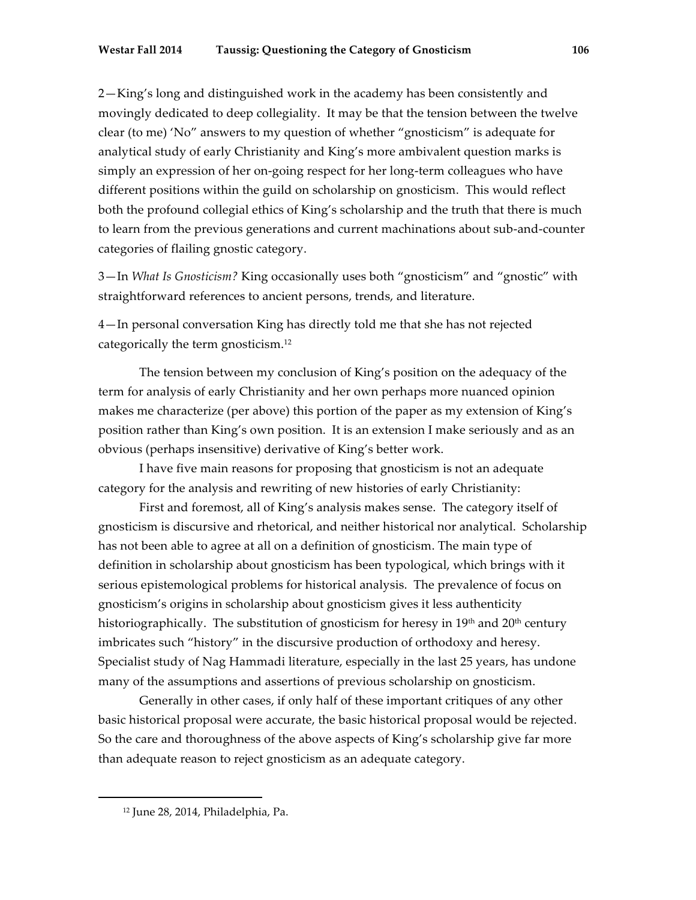2—King's long and distinguished work in the academy has been consistently and movingly dedicated to deep collegiality. It may be that the tension between the twelve clear (to me) 'No" answers to my question of whether "gnosticism" is adequate for analytical study of early Christianity and King's more ambivalent question marks is simply an expression of her on-going respect for her long-term colleagues who have different positions within the guild on scholarship on gnosticism. This would reflect both the profound collegial ethics of King's scholarship and the truth that there is much to learn from the previous generations and current machinations about sub-and-counter categories of flailing gnostic category.

3—In *What Is Gnosticism?* King occasionally uses both "gnosticism" and "gnostic" with straightforward references to ancient persons, trends, and literature.

4—In personal conversation King has directly told me that she has not rejected categorically the term gnosticism.[12]

The tension between my conclusion of King's position on the adequacy of the term for analysis of early Christianity and her own perhaps more nuanced opinion makes me characterize (per above) this portion of the paper as my extension of King's position rather than King's own position. It is an extension I make seriously and as an obvious (perhaps insensitive) derivative of King's better work.

I have five main reasons for proposing that gnosticism is not an adequate category for the analysis and rewriting of new histories of early Christianity:

First and foremost, all of King's analysis makes sense. The category itself of gnosticism is discursive and rhetorical, and neither historical nor analytical. Scholarship has not been able to agree at all on a definition of gnosticism. The main type of definition in scholarship about gnosticism has been typological, which brings with it serious epistemological problems for historical analysis. The prevalence of focus on gnosticism's origins in scholarship about gnosticism gives it less authenticity historiographically. The substitution of gnosticism for heresy in 19th and 20th century imbricates such "history" in the discursive production of orthodoxy and heresy. Specialist study of Nag Hammadi literature, especially in the last 25 years, has undone many of the assumptions and assertions of previous scholarship on gnosticism.

Generally in other cases, if only half of these important critiques of any other basic historical proposal were accurate, the basic historical proposal would be rejected. So the care and thoroughness of the above aspects of King's scholarship give far more than adequate reason to reject gnosticism as an adequate category.

---

[12] June 28, 2014, Philadelphia, Pa.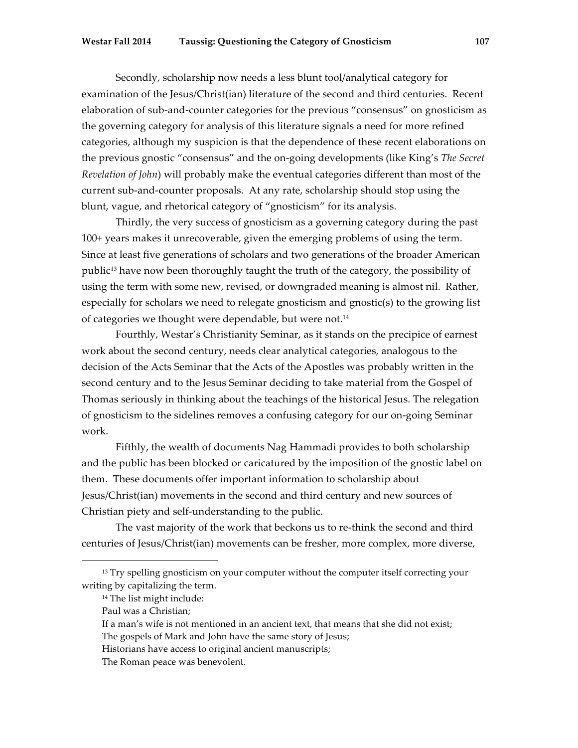Secondly, scholarship now needs a less blunt tool/analytical category for examination of the Jesus/Christ(ian) literature of the second and third centuries. Recent elaboration of sub-and-counter categories for the previous "consensus" on gnosticism as the governing category for analysis of this literature signals a need for more refined categories, although my suspicion is that the dependence of these recent elaborations on the previous gnostic "consensus" and the on-going developments (like King's *The Secret Revelation of John*) will probably make the eventual categories different than most of the current sub-and-counter proposals. At any rate, scholarship should stop using the blunt, vague, and rhetorical category of "gnosticism" for its analysis.

Thirdly, the very success of gnosticism as a governing category during the past 100+ years makes it unrecoverable, given the emerging problems of using the term. Since at least five generations of scholars and two generations of the broader American public[13] have now been thoroughly taught the truth of the category, the possibility of using the term with some new, revised, or downgraded meaning is almost nil. Rather, especially for scholars we need to relegate gnosticism and gnostic(s) to the growing list of categories we thought were dependable, but were not.[14]

Fourthly, Westar's Christianity Seminar, as it stands on the precipice of earnest work about the second century, needs clear analytical categories, analogous to the decision of the Acts Seminar that the Acts of the Apostles was probably written in the second century and to the Jesus Seminar deciding to take material from the Gospel of Thomas seriously in thinking about the teachings of the historical Jesus. The relegation of gnosticism to the sidelines removes a confusing category for our on-going Seminar work.

Fifthly, the wealth of documents Nag Hammadi provides to both scholarship and the public has been blocked or caricatured by the imposition of the gnostic label on them. These documents offer important information to scholarship about Jesus/Christ(ian) movements in the second and third century and new sources of Christian piety and self-understanding to the public.

The vast majority of the work that beckons us to re-think the second and third centuries of Jesus/Christ(ian) movements can be fresher, more complex, more diverse,

---

[13] Try spelling gnosticism on your computer without the computer itself correcting your writing by capitalizing the term.

[14] The list might include:

Paul was a Christian;

If a man's wife is not mentioned in an ancient text, that means that she did not exist;

The gospels of Mark and John have the same story of Jesus;

Historians have access to original ancient manuscripts;

The Roman peace was benevolent.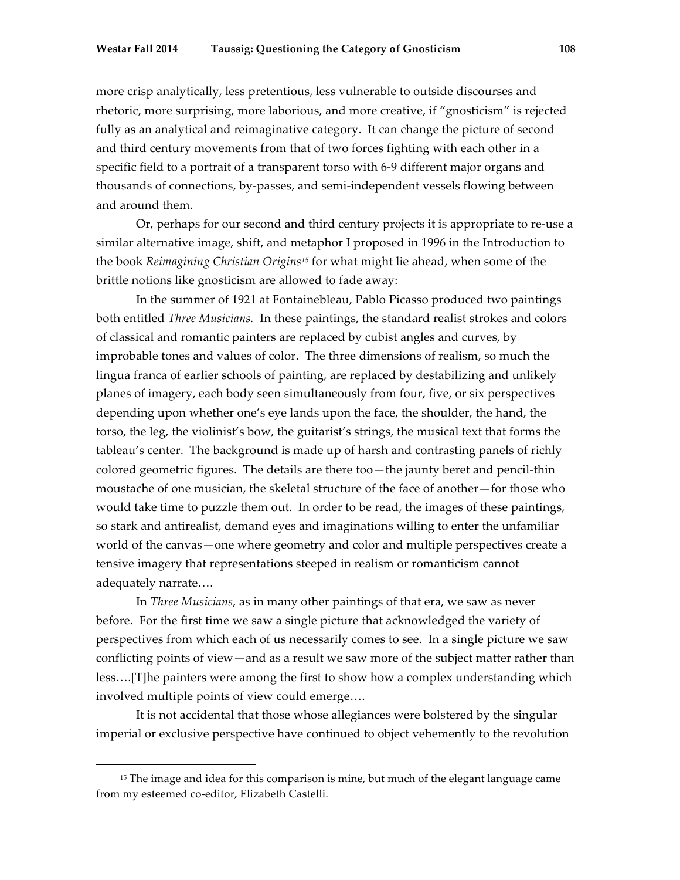more crisp analytically, less pretentious, less vulnerable to outside discourses and rhetoric, more surprising, more laborious, and more creative, if "gnosticism" is rejected fully as an analytical and reimaginative category. It can change the picture of second and third century movements from that of two forces fighting with each other in a specific field to a portrait of a transparent torso with 6-9 different major organs and thousands of connections, by-passes, and semi-independent vessels flowing between and around them.

Or, perhaps for our second and third century projects it is appropriate to re-use a similar alternative image, shift, and metaphor I proposed in 1996 in the Introduction to the book *Reimagining Christian Origins*[15] for what might lie ahead, when some of the brittle notions like gnosticism are allowed to fade away:

In the summer of 1921 at Fontainebleau, Pablo Picasso produced two paintings both entitled *Three Musicians.* In these paintings, the standard realist strokes and colors of classical and romantic painters are replaced by cubist angles and curves, by improbable tones and values of color. The three dimensions of realism, so much the lingua franca of earlier schools of painting, are replaced by destabilizing and unlikely planes of imagery, each body seen simultaneously from four, five, or six perspectives depending upon whether one's eye lands upon the face, the shoulder, the hand, the torso, the leg, the violinist's bow, the guitarist's strings, the musical text that forms the tableau's center. The background is made up of harsh and contrasting panels of richly colored geometric figures. The details are there too—the jaunty beret and pencil-thin moustache of one musician, the skeletal structure of the face of another—for those who would take time to puzzle them out. In order to be read, the images of these paintings, so stark and antirealist, demand eyes and imaginations willing to enter the unfamiliar world of the canvas—one where geometry and color and multiple perspectives create a tensive imagery that representations steeped in realism or romanticism cannot adequately narrate….

In *Three Musicians*, as in many other paintings of that era, we saw as never before. For the first time we saw a single picture that acknowledged the variety of perspectives from which each of us necessarily comes to see. In a single picture we saw conflicting points of view—and as a result we saw more of the subject matter rather than less….[T]he painters were among the first to show how a complex understanding which involved multiple points of view could emerge….

It is not accidental that those whose allegiances were bolstered by the singular imperial or exclusive perspective have continued to object vehemently to the revolution

[15] The image and idea for this comparison is mine, but much of the elegant language came from my esteemed co-editor, Elizabeth Castelli.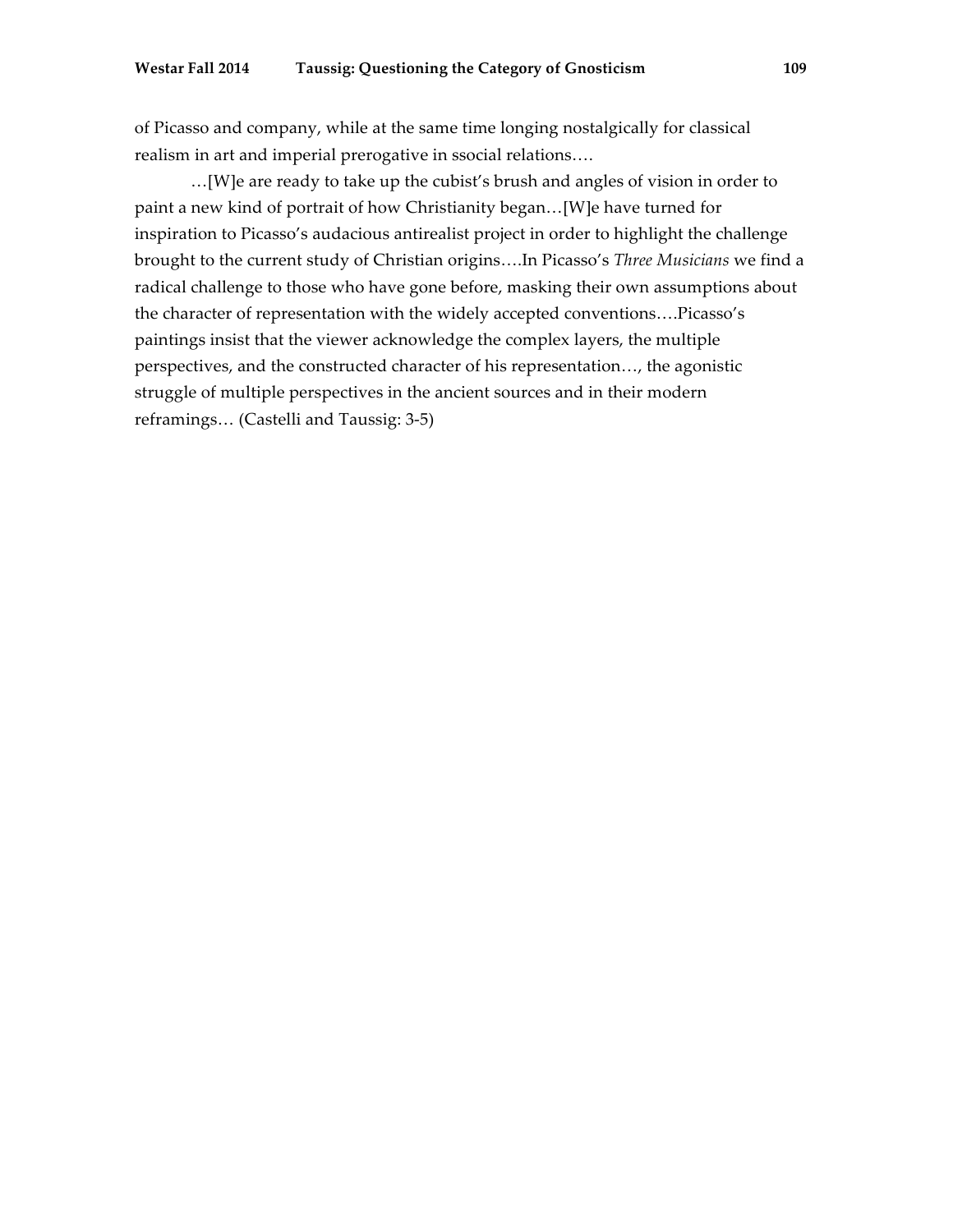of Picasso and company, while at the same time longing nostalgically for classical realism in art and imperial prerogative in ssocial relations….

…[W]e are ready to take up the cubist's brush and angles of vision in order to paint a new kind of portrait of how Christianity began…[W]e have turned for inspiration to Picasso's audacious antirealist project in order to highlight the challenge brought to the current study of Christian origins….In Picasso's *Three Musicians* we find a radical challenge to those who have gone before, masking their own assumptions about the character of representation with the widely accepted conventions….Picasso's paintings insist that the viewer acknowledge the complex layers, the multiple perspectives, and the constructed character of his representation…, the agonistic struggle of multiple perspectives in the ancient sources and in their modern reframings… (Castelli and Taussig: 3-5)